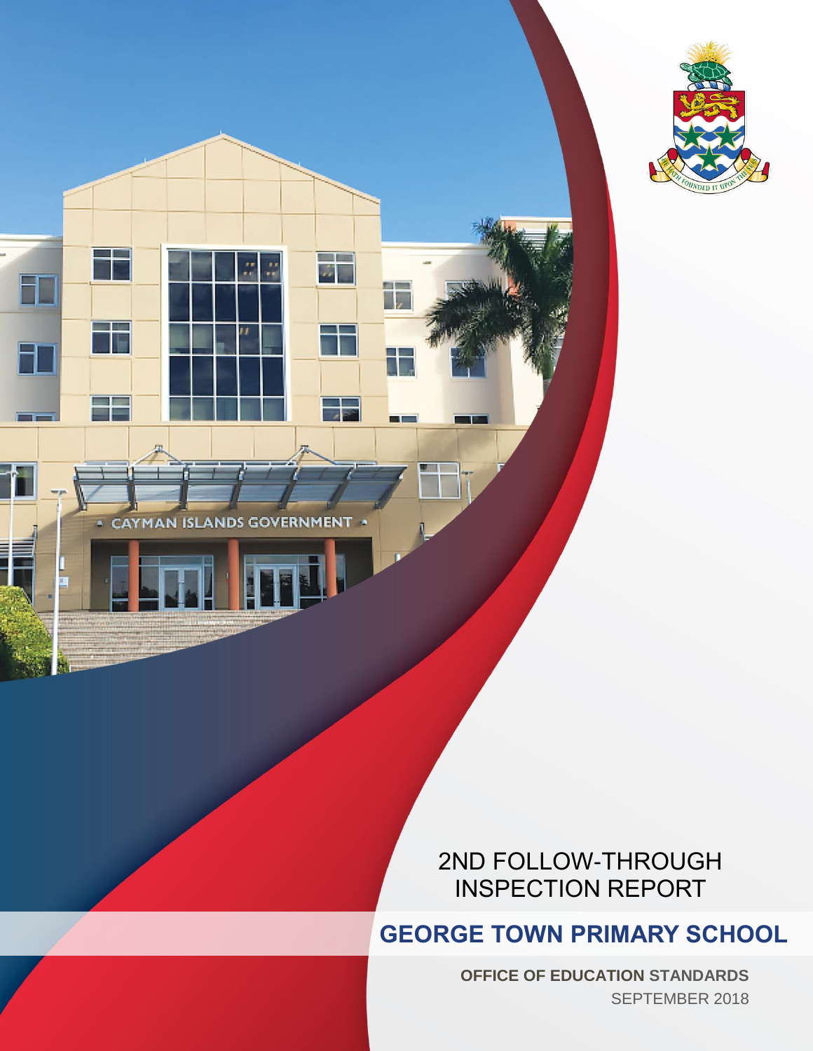2ND FOLLOW-THROUGH INSPECTION REPORT

# GEORGE TOWN PRIMARY SCHOOL

**OFFICE OF EDUCATION STANDARDS**

SEPTEMBER 2018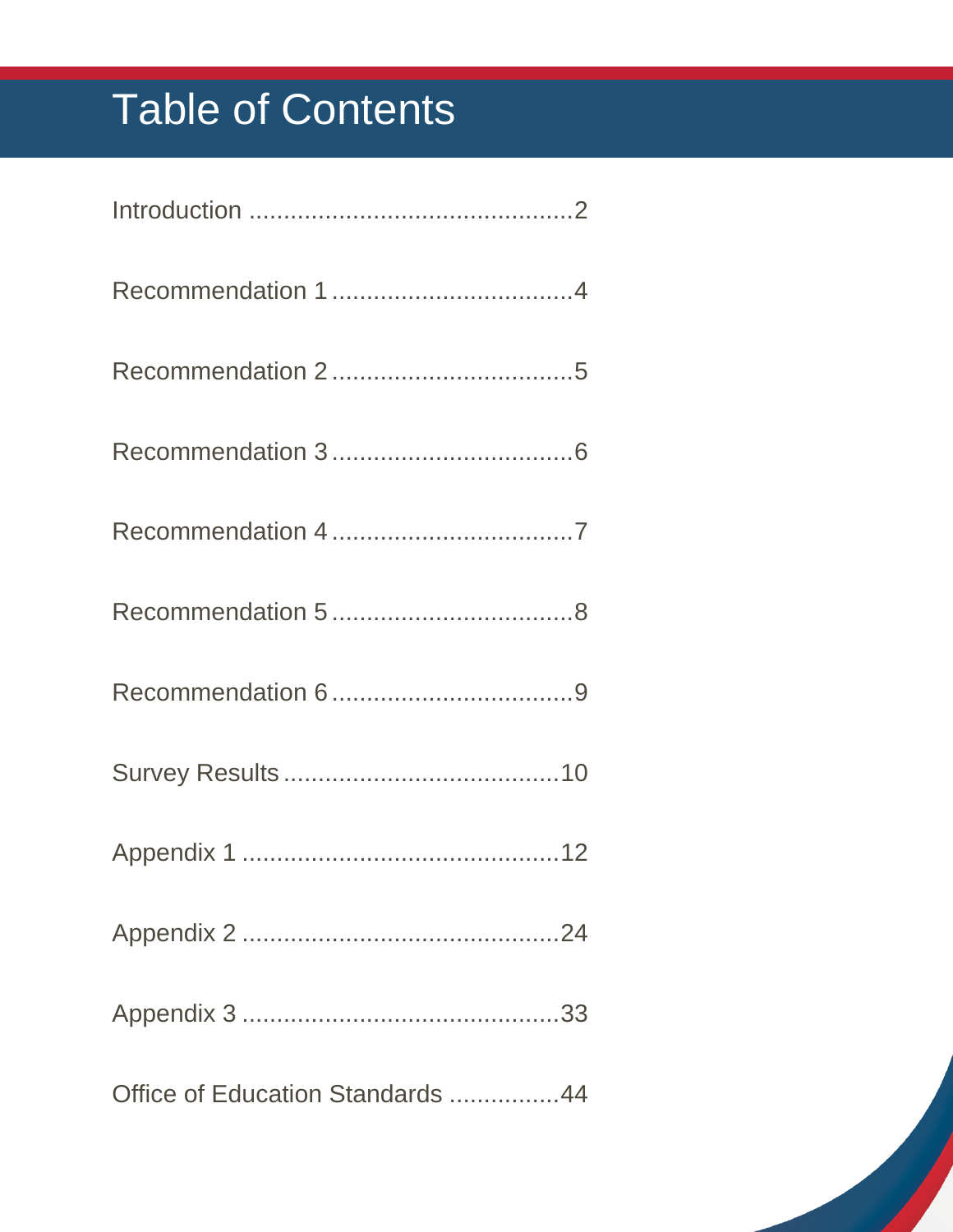# Table of Contents

Introduction ..............................................2

Recommendation 1 ..................................4

Recommendation 2 ..................................5

Recommendation 3 ..................................6

Recommendation 4 ..................................7

Recommendation 5 ..................................8

Recommendation 6 ..................................9

Survey Results .......................................10

Appendix 1 .............................................12

Appendix 2 .............................................24

Appendix 3 .............................................33

Office of Education Standards ................44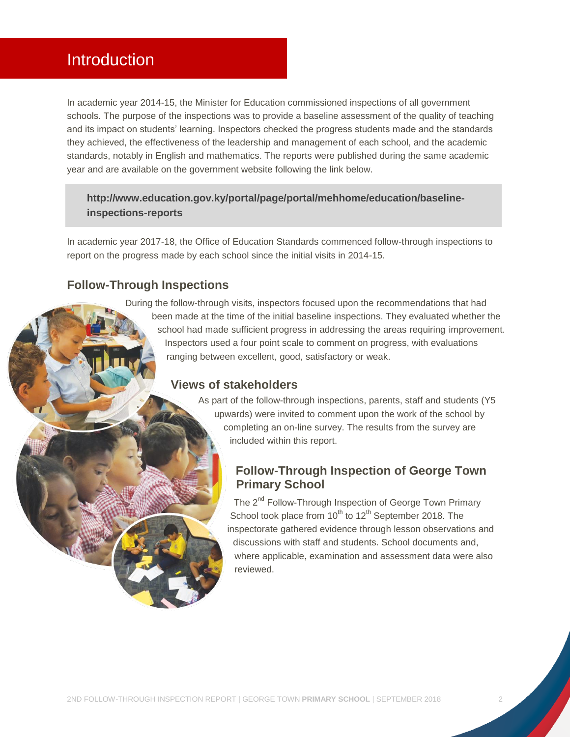# Introduction

In academic year 2014-15, the Minister for Education commissioned inspections of all government schools. The purpose of the inspections was to provide a baseline assessment of the quality of teaching and its impact on students' learning. Inspectors checked the progress students made and the standards they achieved, the effectiveness of the leadership and management of each school, and the academic standards, notably in English and mathematics. The reports were published during the same academic year and are available on the government website following the link below.

**http://www.education.gov.ky/portal/page/portal/mehhome/education/baseline-inspections-reports**

In academic year 2017-18, the Office of Education Standards commenced follow-through inspections to report on the progress made by each school since the initial visits in 2014-15.

## Follow-Through Inspections

During the follow-through visits, inspectors focused upon the recommendations that had been made at the time of the initial baseline inspections. They evaluated whether the school had made sufficient progress in addressing the areas requiring improvement. Inspectors used a four point scale to comment on progress, with evaluations ranging between excellent, good, satisfactory or weak.

## Views of stakeholders

As part of the follow-through inspections, parents, staff and students (Y5 upwards) were invited to comment upon the work of the school by completing an on-line survey. The results from the survey are included within this report.

## Follow-Through Inspection of George Town Primary School

The 2nd Follow-Through Inspection of George Town Primary School took place from 10th to 12th September 2018. The inspectorate gathered evidence through lesson observations and discussions with staff and students. School documents and, where applicable, examination and assessment data were also reviewed.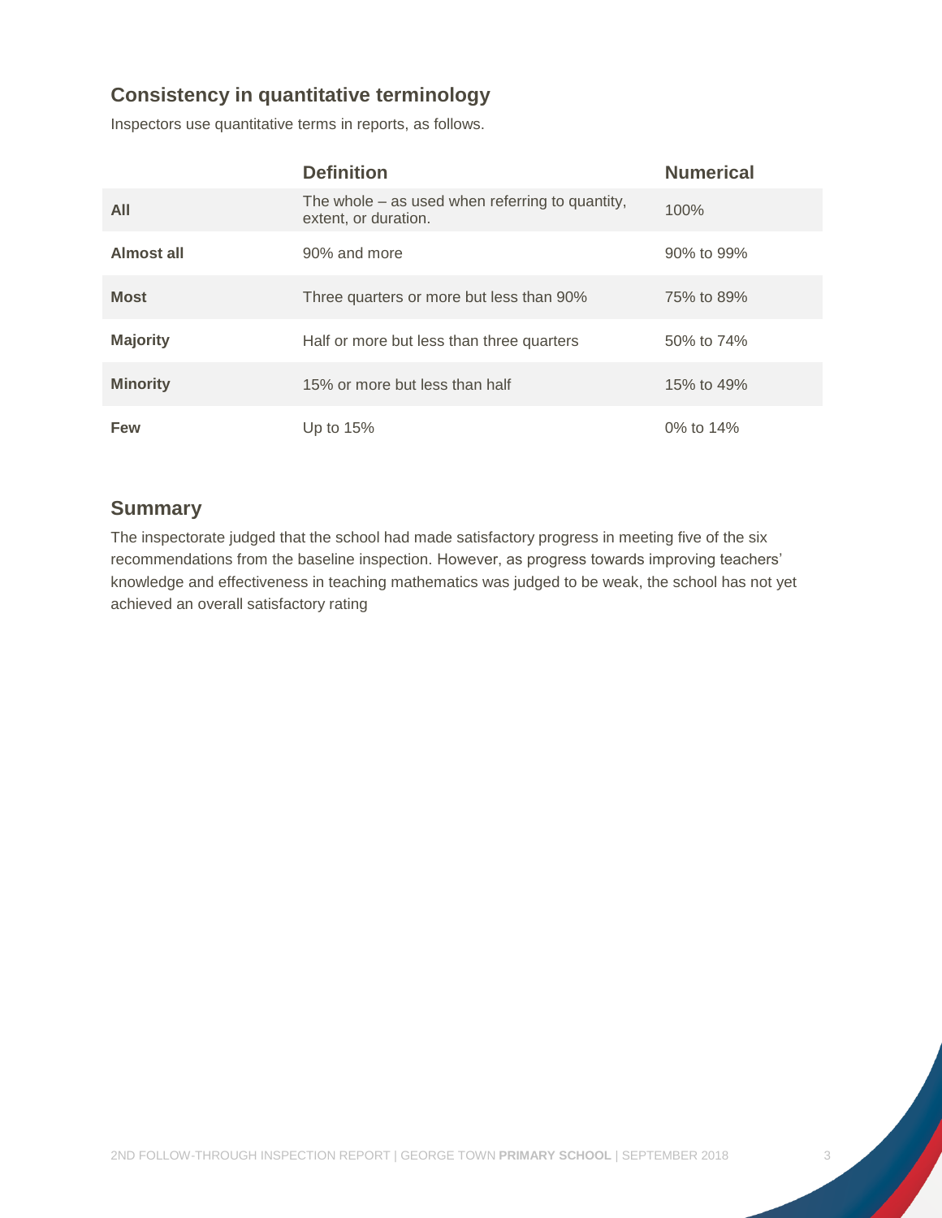## Consistency in quantitative terminology

Inspectors use quantitative terms in reports, as follows.

| | Definition | Numerical |
|---|---|---|
| **All** | The whole – as used when referring to quantity, extent, or duration. | 100% |
| **Almost all** | 90% and more | 90% to 99% |
| **Most** | Three quarters or more but less than 90% | 75% to 89% |
| **Majority** | Half or more but less than three quarters | 50% to 74% |
| **Minority** | 15% or more but less than half | 15% to 49% |
| **Few** | Up to 15% | 0% to 14% |

## Summary

The inspectorate judged that the school had made satisfactory progress in meeting five of the six recommendations from the baseline inspection. However, as progress towards improving teachers' knowledge and effectiveness in teaching mathematics was judged to be weak, the school has not yet achieved an overall satisfactory rating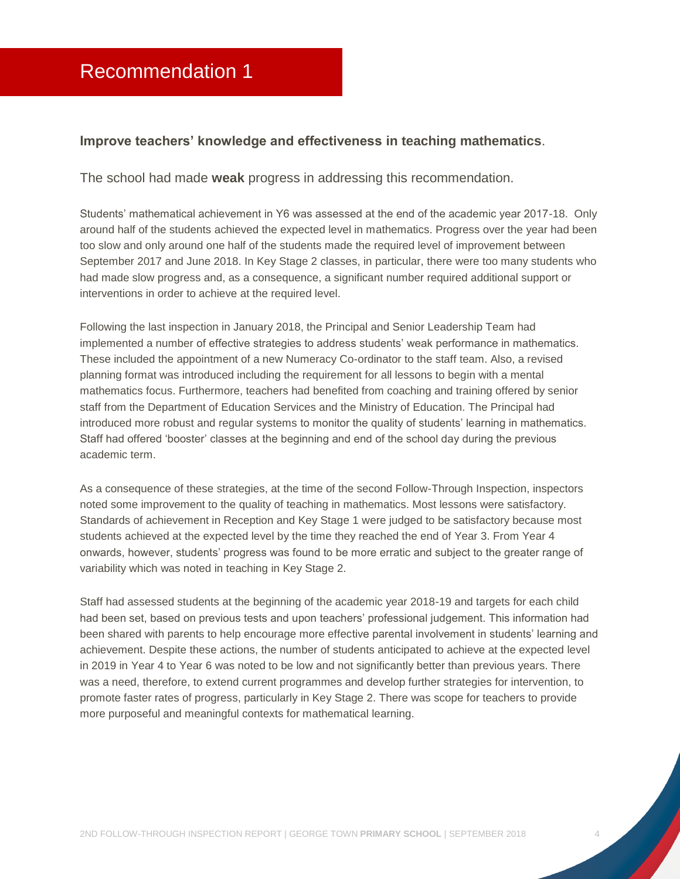# Recommendation 1

**Improve teachers' knowledge and effectiveness in teaching mathematics**.

The school had made **weak** progress in addressing this recommendation.

Students' mathematical achievement in Y6 was assessed at the end of the academic year 2017-18. Only around half of the students achieved the expected level in mathematics. Progress over the year had been too slow and only around one half of the students made the required level of improvement between September 2017 and June 2018. In Key Stage 2 classes, in particular, there were too many students who had made slow progress and, as a consequence, a significant number required additional support or interventions in order to achieve at the required level.

Following the last inspection in January 2018, the Principal and Senior Leadership Team had implemented a number of effective strategies to address students' weak performance in mathematics. These included the appointment of a new Numeracy Co-ordinator to the staff team. Also, a revised planning format was introduced including the requirement for all lessons to begin with a mental mathematics focus. Furthermore, teachers had benefited from coaching and training offered by senior staff from the Department of Education Services and the Ministry of Education. The Principal had introduced more robust and regular systems to monitor the quality of students' learning in mathematics. Staff had offered 'booster' classes at the beginning and end of the school day during the previous academic term.

As a consequence of these strategies, at the time of the second Follow-Through Inspection, inspectors noted some improvement to the quality of teaching in mathematics. Most lessons were satisfactory. Standards of achievement in Reception and Key Stage 1 were judged to be satisfactory because most students achieved at the expected level by the time they reached the end of Year 3. From Year 4 onwards, however, students' progress was found to be more erratic and subject to the greater range of variability which was noted in teaching in Key Stage 2.

Staff had assessed students at the beginning of the academic year 2018-19 and targets for each child had been set, based on previous tests and upon teachers' professional judgement. This information had been shared with parents to help encourage more effective parental involvement in students' learning and achievement. Despite these actions, the number of students anticipated to achieve at the expected level in 2019 in Year 4 to Year 6 was noted to be low and not significantly better than previous years. There was a need, therefore, to extend current programmes and develop further strategies for intervention, to promote faster rates of progress, particularly in Key Stage 2. There was scope for teachers to provide more purposeful and meaningful contexts for mathematical learning.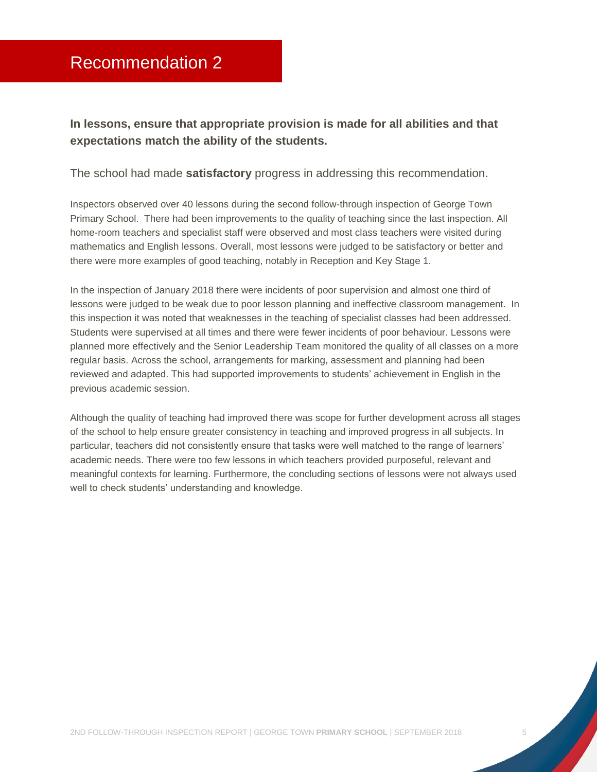# Recommendation 2

**In lessons, ensure that appropriate provision is made for all abilities and that expectations match the ability of the students.**

The school had made **satisfactory** progress in addressing this recommendation.

Inspectors observed over 40 lessons during the second follow-through inspection of George Town Primary School. There had been improvements to the quality of teaching since the last inspection. All home-room teachers and specialist staff were observed and most class teachers were visited during mathematics and English lessons. Overall, most lessons were judged to be satisfactory or better and there were more examples of good teaching, notably in Reception and Key Stage 1.

In the inspection of January 2018 there were incidents of poor supervision and almost one third of lessons were judged to be weak due to poor lesson planning and ineffective classroom management. In this inspection it was noted that weaknesses in the teaching of specialist classes had been addressed. Students were supervised at all times and there were fewer incidents of poor behaviour. Lessons were planned more effectively and the Senior Leadership Team monitored the quality of all classes on a more regular basis. Across the school, arrangements for marking, assessment and planning had been reviewed and adapted. This had supported improvements to students' achievement in English in the previous academic session.

Although the quality of teaching had improved there was scope for further development across all stages of the school to help ensure greater consistency in teaching and improved progress in all subjects. In particular, teachers did not consistently ensure that tasks were well matched to the range of learners' academic needs. There were too few lessons in which teachers provided purposeful, relevant and meaningful contexts for learning. Furthermore, the concluding sections of lessons were not always used well to check students' understanding and knowledge.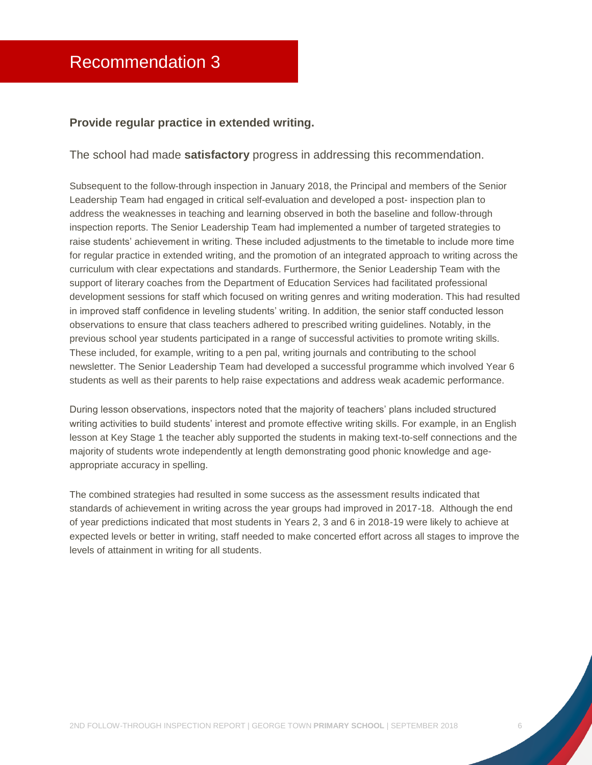# Recommendation 3

**Provide regular practice in extended writing.**

The school had made **satisfactory** progress in addressing this recommendation.

Subsequent to the follow-through inspection in January 2018, the Principal and members of the Senior Leadership Team had engaged in critical self-evaluation and developed a post- inspection plan to address the weaknesses in teaching and learning observed in both the baseline and follow-through inspection reports. The Senior Leadership Team had implemented a number of targeted strategies to raise students' achievement in writing. These included adjustments to the timetable to include more time for regular practice in extended writing, and the promotion of an integrated approach to writing across the curriculum with clear expectations and standards. Furthermore, the Senior Leadership Team with the support of literary coaches from the Department of Education Services had facilitated professional development sessions for staff which focused on writing genres and writing moderation. This had resulted in improved staff confidence in leveling students' writing. In addition, the senior staff conducted lesson observations to ensure that class teachers adhered to prescribed writing guidelines. Notably, in the previous school year students participated in a range of successful activities to promote writing skills. These included, for example, writing to a pen pal, writing journals and contributing to the school newsletter. The Senior Leadership Team had developed a successful programme which involved Year 6 students as well as their parents to help raise expectations and address weak academic performance.

During lesson observations, inspectors noted that the majority of teachers' plans included structured writing activities to build students' interest and promote effective writing skills. For example, in an English lesson at Key Stage 1 the teacher ably supported the students in making text-to-self connections and the majority of students wrote independently at length demonstrating good phonic knowledge and age-appropriate accuracy in spelling.

The combined strategies had resulted in some success as the assessment results indicated that standards of achievement in writing across the year groups had improved in 2017-18. Although the end of year predictions indicated that most students in Years 2, 3 and 6 in 2018-19 were likely to achieve at expected levels or better in writing, staff needed to make concerted effort across all stages to improve the levels of attainment in writing for all students.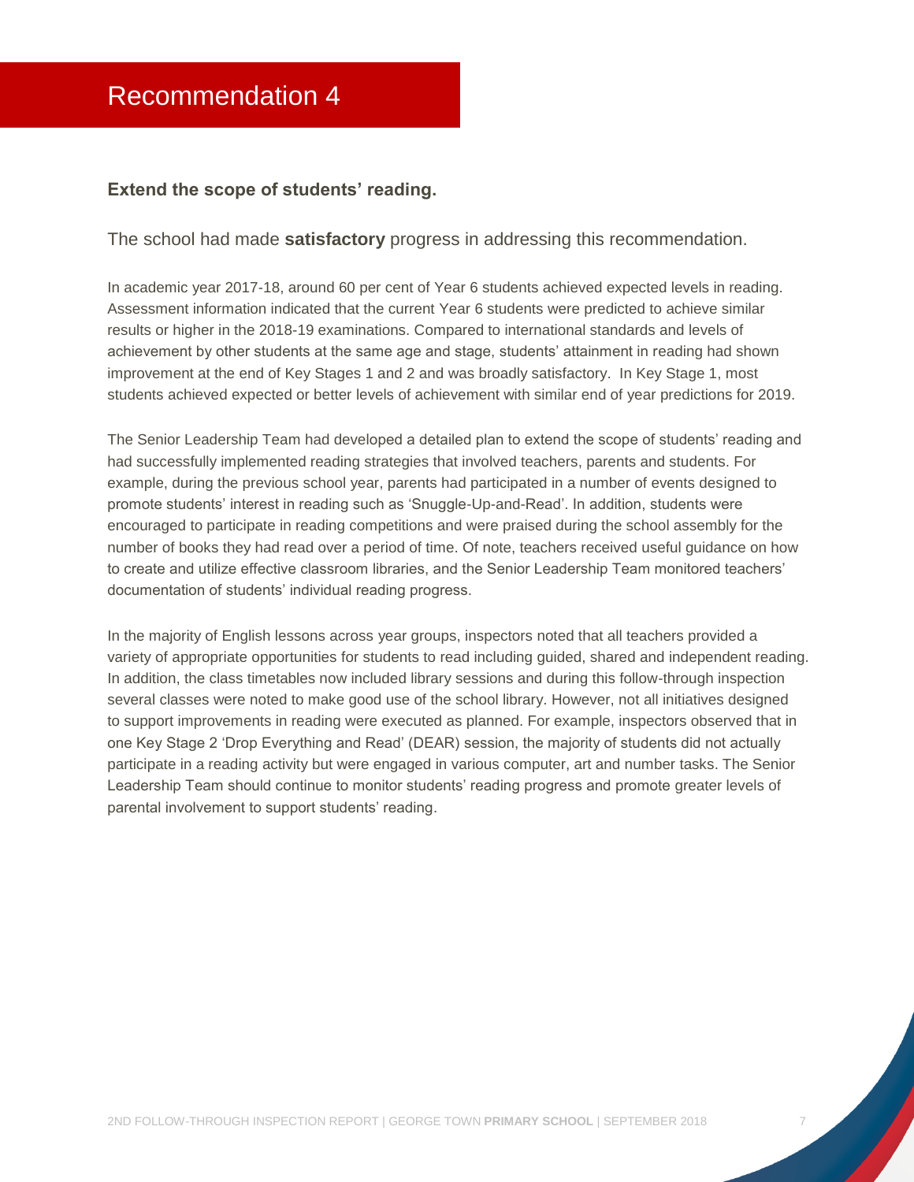# Recommendation 4

### Extend the scope of students' reading.

The school had made **satisfactory** progress in addressing this recommendation.

In academic year 2017-18, around 60 per cent of Year 6 students achieved expected levels in reading. Assessment information indicated that the current Year 6 students were predicted to achieve similar results or higher in the 2018-19 examinations. Compared to international standards and levels of achievement by other students at the same age and stage, students' attainment in reading had shown improvement at the end of Key Stages 1 and 2 and was broadly satisfactory. In Key Stage 1, most students achieved expected or better levels of achievement with similar end of year predictions for 2019.

The Senior Leadership Team had developed a detailed plan to extend the scope of students' reading and had successfully implemented reading strategies that involved teachers, parents and students. For example, during the previous school year, parents had participated in a number of events designed to promote students' interest in reading such as 'Snuggle-Up-and-Read'. In addition, students were encouraged to participate in reading competitions and were praised during the school assembly for the number of books they had read over a period of time. Of note, teachers received useful guidance on how to create and utilize effective classroom libraries, and the Senior Leadership Team monitored teachers' documentation of students' individual reading progress.

In the majority of English lessons across year groups, inspectors noted that all teachers provided a variety of appropriate opportunities for students to read including guided, shared and independent reading. In addition, the class timetables now included library sessions and during this follow-through inspection several classes were noted to make good use of the school library. However, not all initiatives designed to support improvements in reading were executed as planned. For example, inspectors observed that in one Key Stage 2 'Drop Everything and Read' (DEAR) session, the majority of students did not actually participate in a reading activity but were engaged in various computer, art and number tasks. The Senior Leadership Team should continue to monitor students' reading progress and promote greater levels of parental involvement to support students' reading.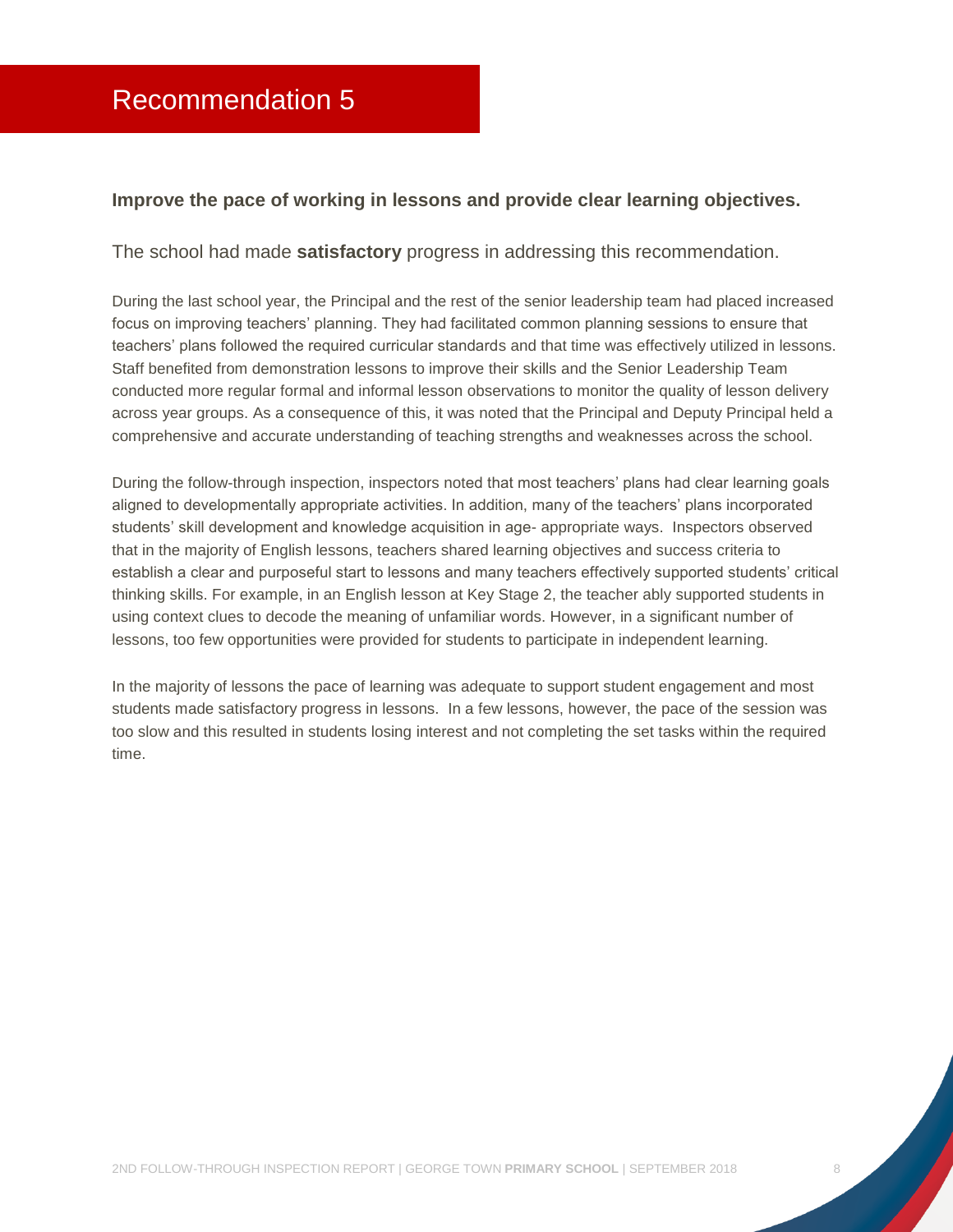# Recommendation 5

**Improve the pace of working in lessons and provide clear learning objectives.**

The school had made **satisfactory** progress in addressing this recommendation.

During the last school year, the Principal and the rest of the senior leadership team had placed increased focus on improving teachers' planning. They had facilitated common planning sessions to ensure that teachers' plans followed the required curricular standards and that time was effectively utilized in lessons. Staff benefited from demonstration lessons to improve their skills and the Senior Leadership Team conducted more regular formal and informal lesson observations to monitor the quality of lesson delivery across year groups. As a consequence of this, it was noted that the Principal and Deputy Principal held a comprehensive and accurate understanding of teaching strengths and weaknesses across the school.

During the follow-through inspection, inspectors noted that most teachers' plans had clear learning goals aligned to developmentally appropriate activities. In addition, many of the teachers' plans incorporated students' skill development and knowledge acquisition in age- appropriate ways. Inspectors observed that in the majority of English lessons, teachers shared learning objectives and success criteria to establish a clear and purposeful start to lessons and many teachers effectively supported students' critical thinking skills. For example, in an English lesson at Key Stage 2, the teacher ably supported students in using context clues to decode the meaning of unfamiliar words. However, in a significant number of lessons, too few opportunities were provided for students to participate in independent learning.

In the majority of lessons the pace of learning was adequate to support student engagement and most students made satisfactory progress in lessons. In a few lessons, however, the pace of the session was too slow and this resulted in students losing interest and not completing the set tasks within the required time.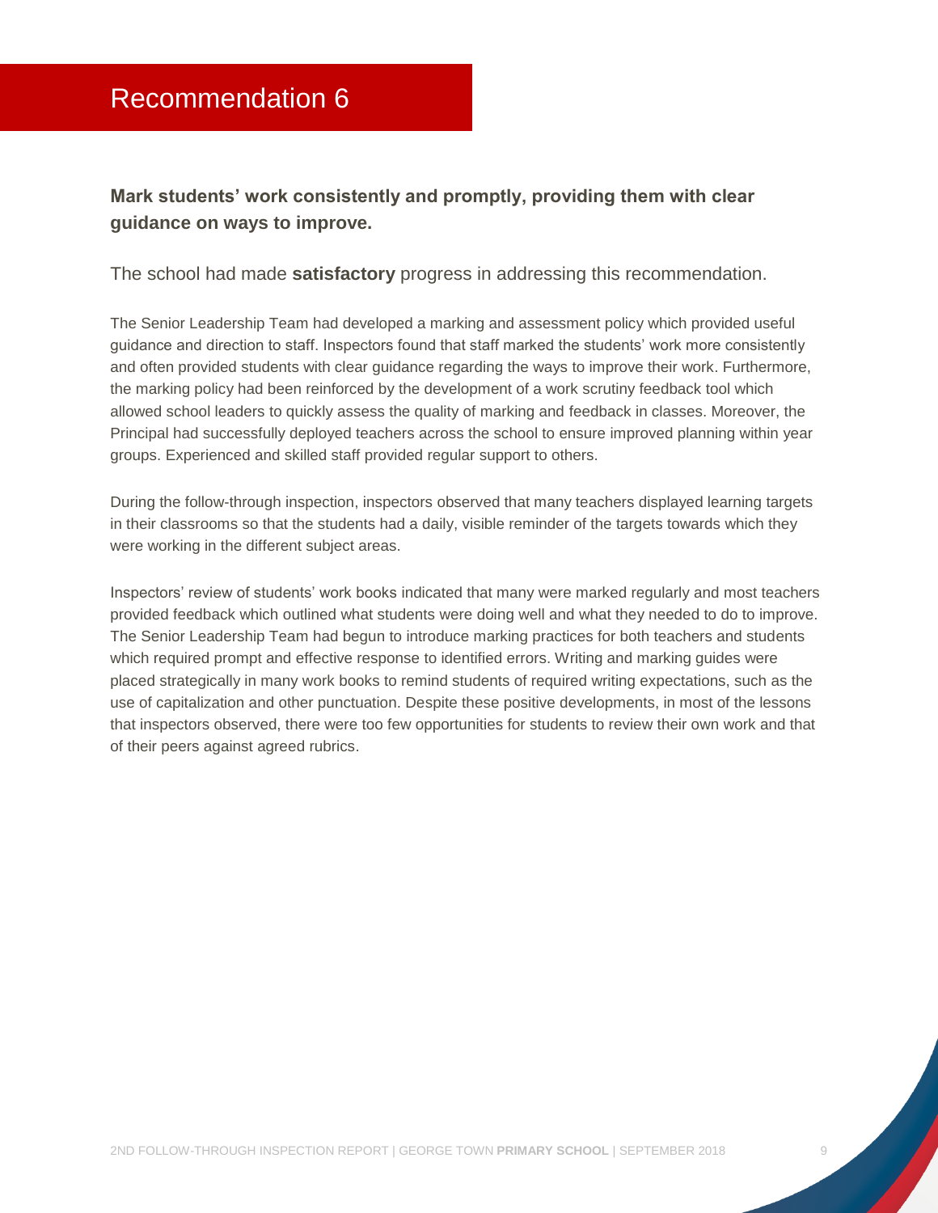# Recommendation 6

**Mark students' work consistently and promptly, providing them with clear guidance on ways to improve.**

The school had made **satisfactory** progress in addressing this recommendation.

The Senior Leadership Team had developed a marking and assessment policy which provided useful guidance and direction to staff. Inspectors found that staff marked the students' work more consistently and often provided students with clear guidance regarding the ways to improve their work. Furthermore, the marking policy had been reinforced by the development of a work scrutiny feedback tool which allowed school leaders to quickly assess the quality of marking and feedback in classes. Moreover, the Principal had successfully deployed teachers across the school to ensure improved planning within year groups. Experienced and skilled staff provided regular support to others.

During the follow-through inspection, inspectors observed that many teachers displayed learning targets in their classrooms so that the students had a daily, visible reminder of the targets towards which they were working in the different subject areas.

Inspectors' review of students' work books indicated that many were marked regularly and most teachers provided feedback which outlined what students were doing well and what they needed to do to improve. The Senior Leadership Team had begun to introduce marking practices for both teachers and students which required prompt and effective response to identified errors. Writing and marking guides were placed strategically in many work books to remind students of required writing expectations, such as the use of capitalization and other punctuation. Despite these positive developments, in most of the lessons that inspectors observed, there were too few opportunities for students to review their own work and that of their peers against agreed rubrics.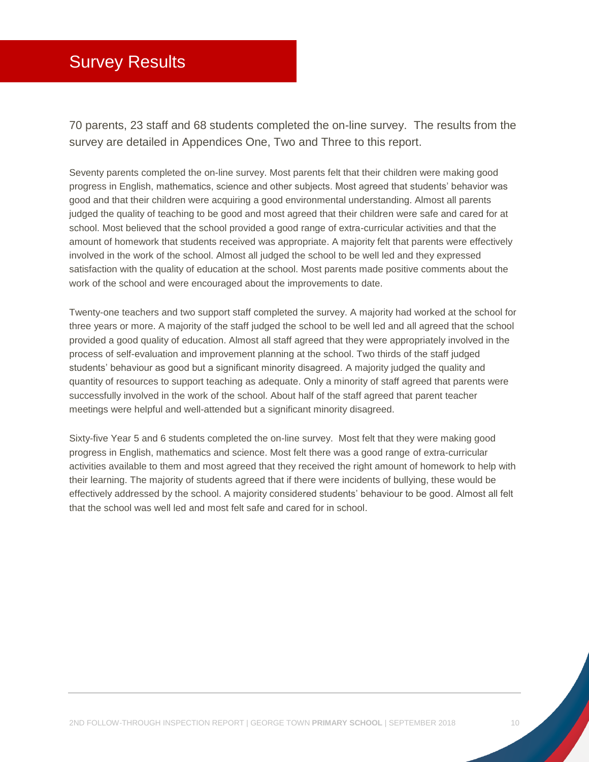# Survey Results

70 parents, 23 staff and 68 students completed the on-line survey. The results from the survey are detailed in Appendices One, Two and Three to this report.

Seventy parents completed the on-line survey. Most parents felt that their children were making good progress in English, mathematics, science and other subjects. Most agreed that students' behavior was good and that their children were acquiring a good environmental understanding. Almost all parents judged the quality of teaching to be good and most agreed that their children were safe and cared for at school. Most believed that the school provided a good range of extra-curricular activities and that the amount of homework that students received was appropriate. A majority felt that parents were effectively involved in the work of the school. Almost all judged the school to be well led and they expressed satisfaction with the quality of education at the school. Most parents made positive comments about the work of the school and were encouraged about the improvements to date.

Twenty-one teachers and two support staff completed the survey. A majority had worked at the school for three years or more. A majority of the staff judged the school to be well led and all agreed that the school provided a good quality of education. Almost all staff agreed that they were appropriately involved in the process of self-evaluation and improvement planning at the school. Two thirds of the staff judged students' behaviour as good but a significant minority disagreed. A majority judged the quality and quantity of resources to support teaching as adequate. Only a minority of staff agreed that parents were successfully involved in the work of the school. About half of the staff agreed that parent teacher meetings were helpful and well-attended but a significant minority disagreed.

Sixty-five Year 5 and 6 students completed the on-line survey. Most felt that they were making good progress in English, mathematics and science. Most felt there was a good range of extra-curricular activities available to them and most agreed that they received the right amount of homework to help with their learning. The majority of students agreed that if there were incidents of bullying, these would be effectively addressed by the school. A majority considered students' behaviour to be good. Almost all felt that the school was well led and most felt safe and cared for in school.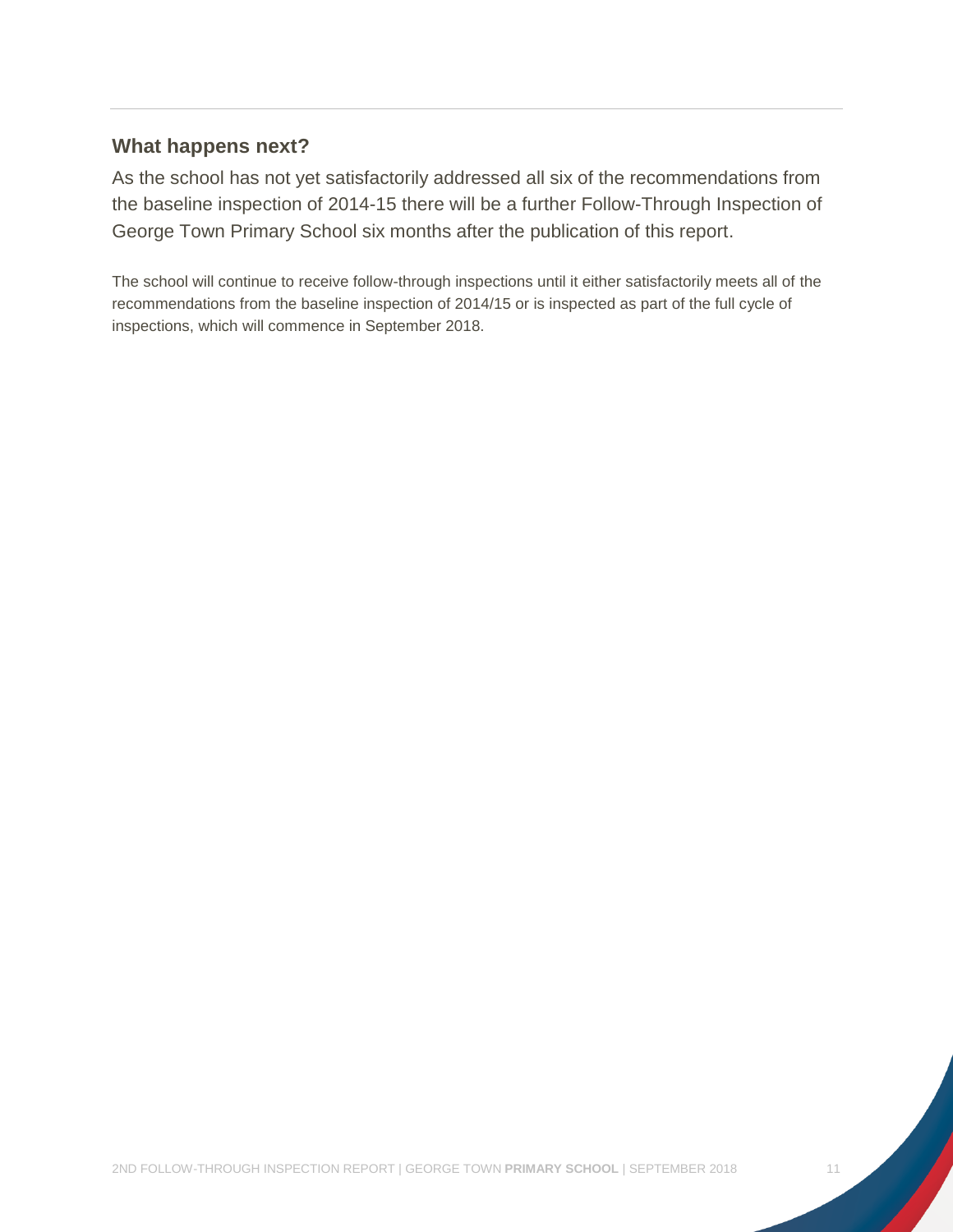## What happens next?

As the school has not yet satisfactorily addressed all six of the recommendations from the baseline inspection of 2014-15 there will be a further Follow-Through Inspection of George Town Primary School six months after the publication of this report.

The school will continue to receive follow-through inspections until it either satisfactorily meets all of the recommendations from the baseline inspection of 2014/15 or is inspected as part of the full cycle of inspections, which will commence in September 2018.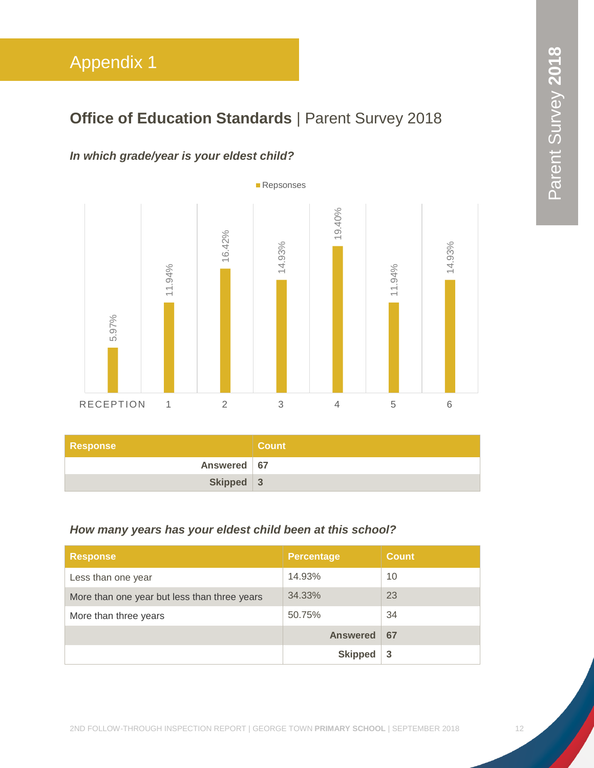# Appendix 1

## **Office of Education Standards** | Parent Survey 2018

***In which grade/year is your eldest child?***

Repsonses

| Grade/Year | Responses |
|---|---|
| RECEPTION | 5.97% |
| 1 | 11.94% |
| 2 | 16.42% |
| 3 | 14.93% |
| 4 | 19.40% |
| 5 | 11.94% |
| 6 | 14.93% |

| Response | Count |
|---|---|
| **Answered** | **67** |
| **Skipped** | **3** |

***How many years has your eldest child been at this school?***

| Response | Percentage | Count |
|---|---|---|
| Less than one year | 14.93% | 10 |
| More than one year but less than three years | 34.33% | 23 |
| More than three years | 50.75% | 34 |
| | **Answered** | **67** |
| | **Skipped** | **3** |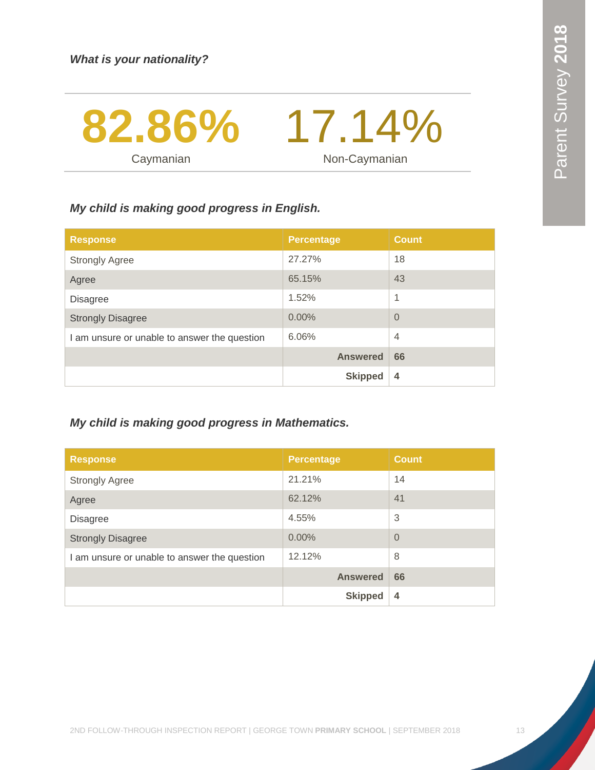***What is your nationality?***

| 82.86% | 17.14% |
|---|---|
| Caymanian | Non-Caymanian |

***My child is making good progress in English.***

| Response | Percentage | Count |
|---|---|---|
| Strongly Agree | 27.27% | 18 |
| Agree | 65.15% | 43 |
| Disagree | 1.52% | 1 |
| Strongly Disagree | 0.00% | 0 |
| I am unsure or unable to answer the question | 6.06% | 4 |
| | **Answered** | **66** |
| | **Skipped** | **4** |

***My child is making good progress in Mathematics.***

| Response | Percentage | Count |
|---|---|---|
| Strongly Agree | 21.21% | 14 |
| Agree | 62.12% | 41 |
| Disagree | 4.55% | 3 |
| Strongly Disagree | 0.00% | 0 |
| I am unsure or unable to answer the question | 12.12% | 8 |
| | **Answered** | **66** |
| | **Skipped** | **4** |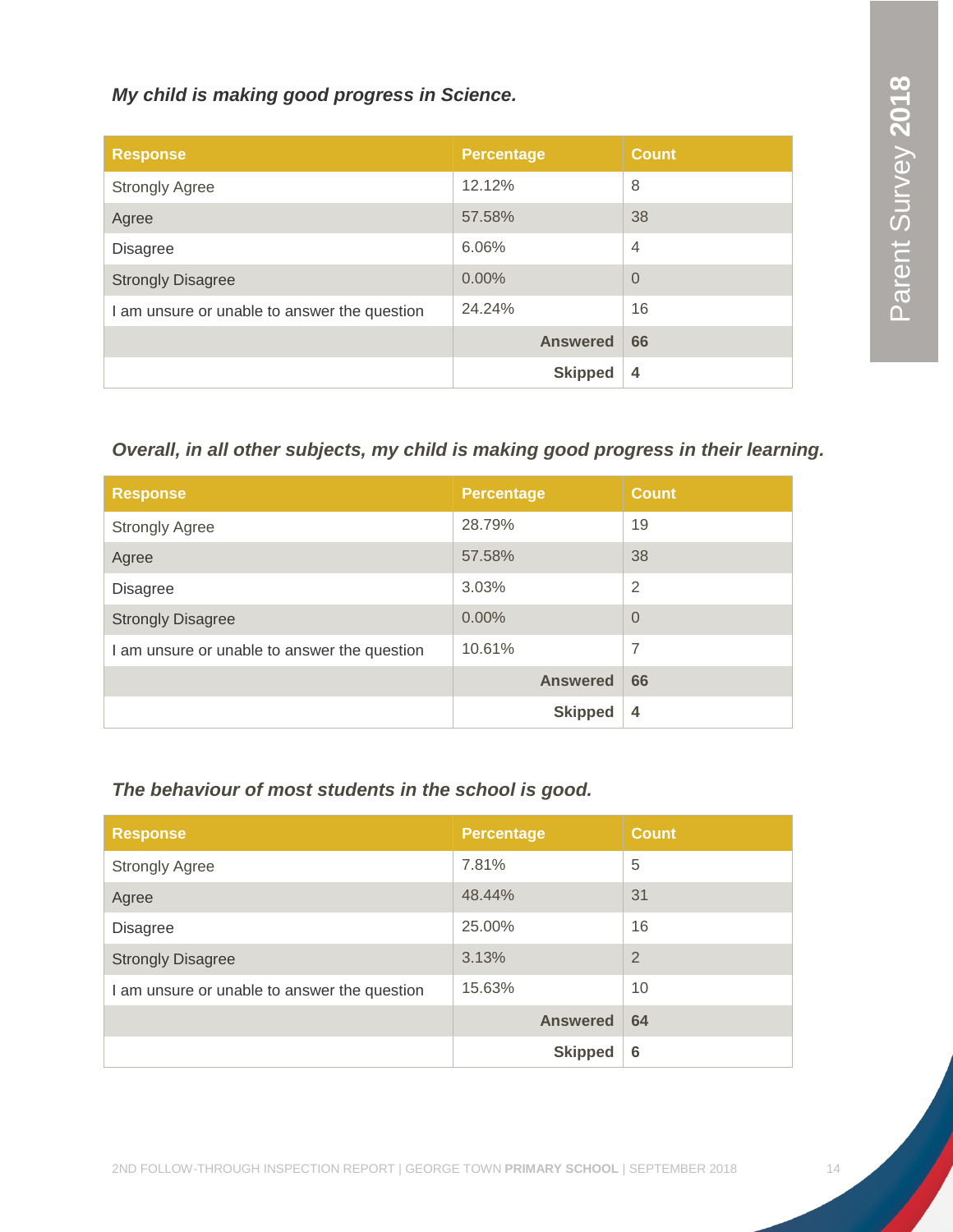*My child is making good progress in Science.*

| Response | Percentage | Count |
|---|---|---|
| Strongly Agree | 12.12% | 8 |
| Agree | 57.58% | 38 |
| Disagree | 6.06% | 4 |
| Strongly Disagree | 0.00% | 0 |
| I am unsure or unable to answer the question | 24.24% | 16 |
| | **Answered** | **66** |
| | **Skipped** | **4** |

*Overall, in all other subjects, my child is making good progress in their learning.*

| Response | Percentage | Count |
|---|---|---|
| Strongly Agree | 28.79% | 19 |
| Agree | 57.58% | 38 |
| Disagree | 3.03% | 2 |
| Strongly Disagree | 0.00% | 0 |
| I am unsure or unable to answer the question | 10.61% | 7 |
| | **Answered** | **66** |
| | **Skipped** | **4** |

*The behaviour of most students in the school is good.*

| Response | Percentage | Count |
|---|---|---|
| Strongly Agree | 7.81% | 5 |
| Agree | 48.44% | 31 |
| Disagree | 25.00% | 16 |
| Strongly Disagree | 3.13% | 2 |
| I am unsure or unable to answer the question | 15.63% | 10 |
| | **Answered** | **64** |
| | **Skipped** | **6** |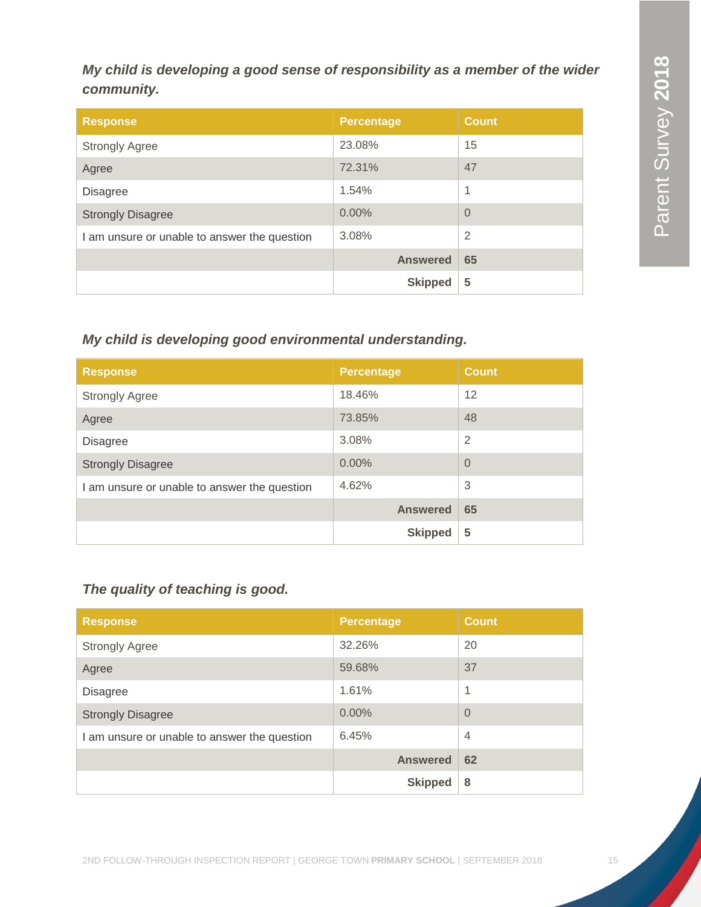***My child is developing a good sense of responsibility as a member of the wider community.***

| Response | Percentage | Count |
|---|---|---|
| Strongly Agree | 23.08% | 15 |
| Agree | 72.31% | 47 |
| Disagree | 1.54% | 1 |
| Strongly Disagree | 0.00% | 0 |
| I am unsure or unable to answer the question | 3.08% | 2 |
| | **Answered** | **65** |
| | **Skipped** | **5** |

***My child is developing good environmental understanding.***

| Response | Percentage | Count |
|---|---|---|
| Strongly Agree | 18.46% | 12 |
| Agree | 73.85% | 48 |
| Disagree | 3.08% | 2 |
| Strongly Disagree | 0.00% | 0 |
| I am unsure or unable to answer the question | 4.62% | 3 |
| | **Answered** | **65** |
| | **Skipped** | **5** |

***The quality of teaching is good.***

| Response | Percentage | Count |
|---|---|---|
| Strongly Agree | 32.26% | 20 |
| Agree | 59.68% | 37 |
| Disagree | 1.61% | 1 |
| Strongly Disagree | 0.00% | 0 |
| I am unsure or unable to answer the question | 6.45% | 4 |
| | **Answered** | **62** |
| | **Skipped** | **8** |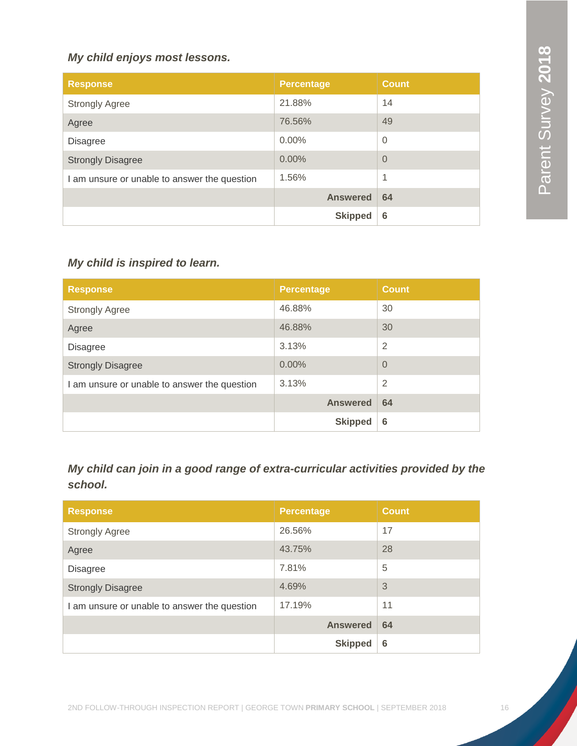*My child enjoys most lessons.*

| Response | Percentage | Count |
|---|---|---|
| Strongly Agree | 21.88% | 14 |
| Agree | 76.56% | 49 |
| Disagree | 0.00% | 0 |
| Strongly Disagree | 0.00% | 0 |
| I am unsure or unable to answer the question | 1.56% | 1 |
| | **Answered** | **64** |
| | **Skipped** | **6** |

*My child is inspired to learn.*

| Response | Percentage | Count |
|---|---|---|
| Strongly Agree | 46.88% | 30 |
| Agree | 46.88% | 30 |
| Disagree | 3.13% | 2 |
| Strongly Disagree | 0.00% | 0 |
| I am unsure or unable to answer the question | 3.13% | 2 |
| | **Answered** | **64** |
| | **Skipped** | **6** |

*My child can join in a good range of extra-curricular activities provided by the school.*

| Response | Percentage | Count |
|---|---|---|
| Strongly Agree | 26.56% | 17 |
| Agree | 43.75% | 28 |
| Disagree | 7.81% | 5 |
| Strongly Disagree | 4.69% | 3 |
| I am unsure or unable to answer the question | 17.19% | 11 |
| | **Answered** | **64** |
| | **Skipped** | **6** |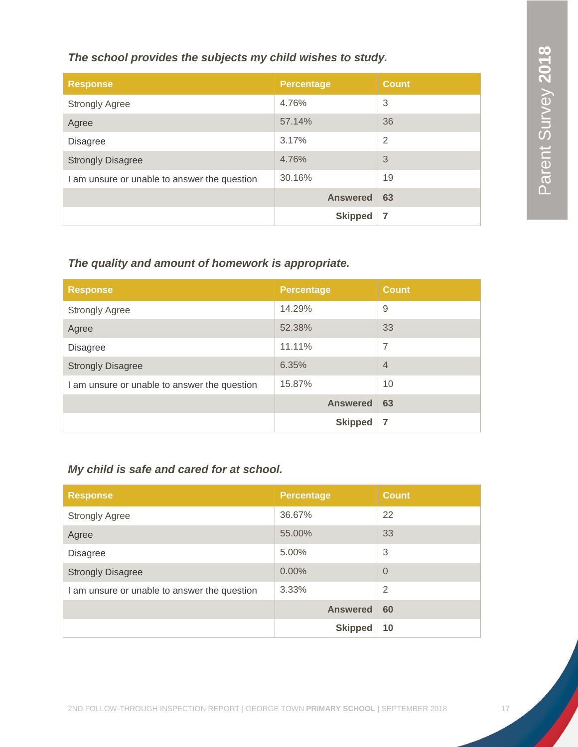*The school provides the subjects my child wishes to study.*

| Response | Percentage | Count |
|---|---|---|
| Strongly Agree | 4.76% | 3 |
| Agree | 57.14% | 36 |
| Disagree | 3.17% | 2 |
| Strongly Disagree | 4.76% | 3 |
| I am unsure or unable to answer the question | 30.16% | 19 |
| | **Answered** | **63** |
| | **Skipped** | **7** |

*The quality and amount of homework is appropriate.*

| Response | Percentage | Count |
|---|---|---|
| Strongly Agree | 14.29% | 9 |
| Agree | 52.38% | 33 |
| Disagree | 11.11% | 7 |
| Strongly Disagree | 6.35% | 4 |
| I am unsure or unable to answer the question | 15.87% | 10 |
| | **Answered** | **63** |
| | **Skipped** | **7** |

*My child is safe and cared for at school.*

| Response | Percentage | Count |
|---|---|---|
| Strongly Agree | 36.67% | 22 |
| Agree | 55.00% | 33 |
| Disagree | 5.00% | 3 |
| Strongly Disagree | 0.00% | 0 |
| I am unsure or unable to answer the question | 3.33% | 2 |
| | **Answered** | **60** |
| | **Skipped** | **10** |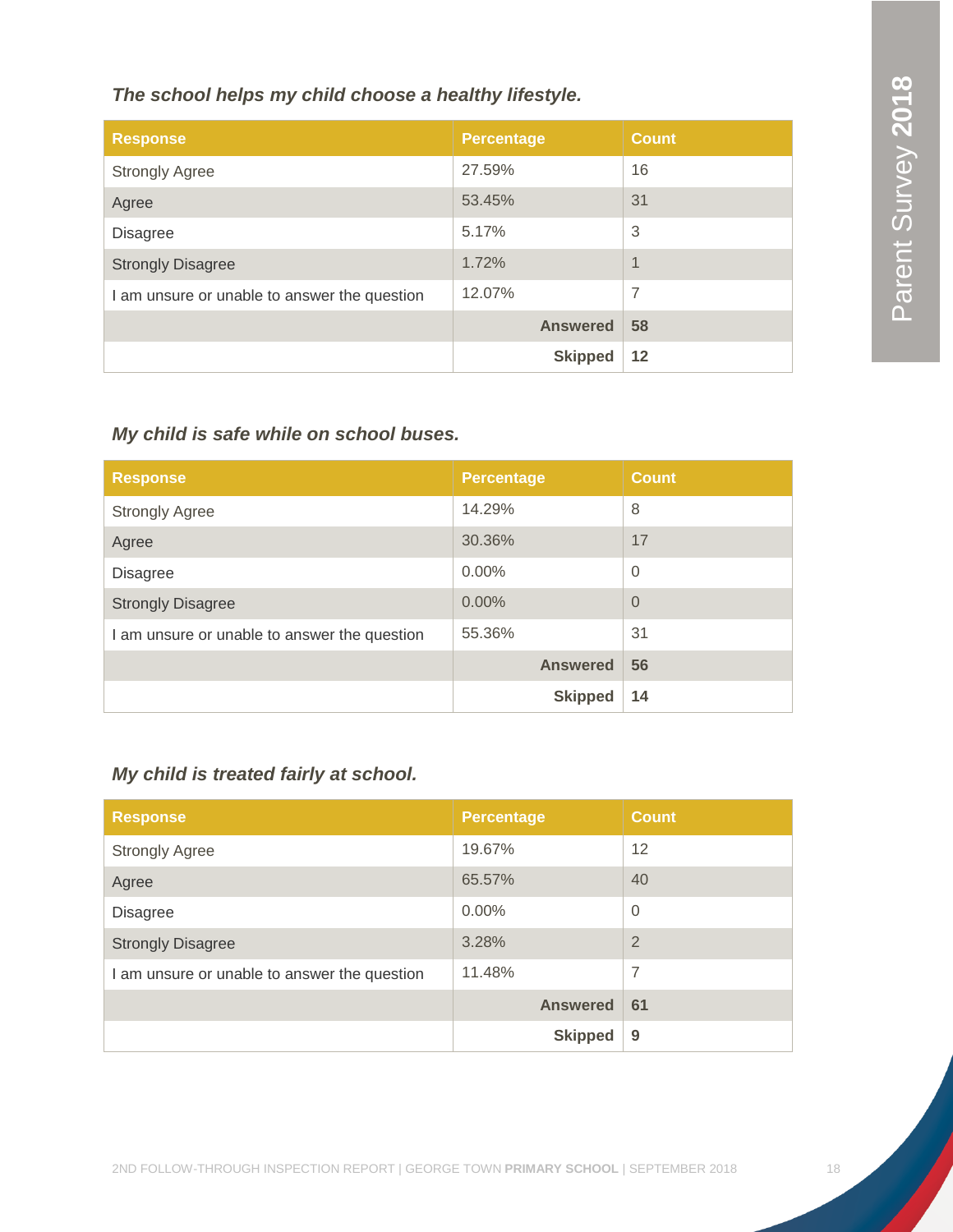*The school helps my child choose a healthy lifestyle.*

| Response | Percentage | Count |
|---|---|---|
| Strongly Agree | 27.59% | 16 |
| Agree | 53.45% | 31 |
| Disagree | 5.17% | 3 |
| Strongly Disagree | 1.72% | 1 |
| I am unsure or unable to answer the question | 12.07% | 7 |
| | **Answered** | **58** |
| | **Skipped** | **12** |

*My child is safe while on school buses.*

| Response | Percentage | Count |
|---|---|---|
| Strongly Agree | 14.29% | 8 |
| Agree | 30.36% | 17 |
| Disagree | 0.00% | 0 |
| Strongly Disagree | 0.00% | 0 |
| I am unsure or unable to answer the question | 55.36% | 31 |
| | **Answered** | **56** |
| | **Skipped** | **14** |

*My child is treated fairly at school.*

| Response | Percentage | Count |
|---|---|---|
| Strongly Agree | 19.67% | 12 |
| Agree | 65.57% | 40 |
| Disagree | 0.00% | 0 |
| Strongly Disagree | 3.28% | 2 |
| I am unsure or unable to answer the question | 11.48% | 7 |
| | **Answered** | **61** |
| | **Skipped** | **9** |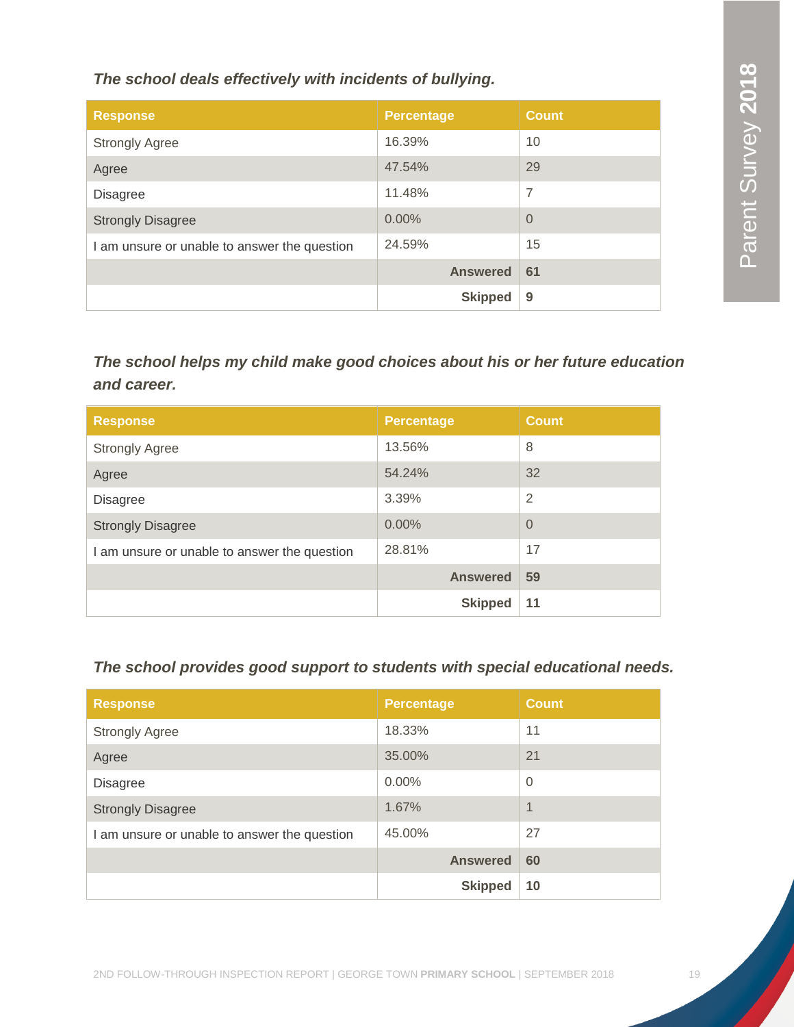***The school deals effectively with incidents of bullying.***

| Response | Percentage | Count |
|---|---|---|
| Strongly Agree | 16.39% | 10 |
| Agree | 47.54% | 29 |
| Disagree | 11.48% | 7 |
| Strongly Disagree | 0.00% | 0 |
| I am unsure or unable to answer the question | 24.59% | 15 |
| | **Answered** | **61** |
| | **Skipped** | **9** |

***The school helps my child make good choices about his or her future education and career.***

| Response | Percentage | Count |
|---|---|---|
| Strongly Agree | 13.56% | 8 |
| Agree | 54.24% | 32 |
| Disagree | 3.39% | 2 |
| Strongly Disagree | 0.00% | 0 |
| I am unsure or unable to answer the question | 28.81% | 17 |
| | **Answered** | **59** |
| | **Skipped** | **11** |

***The school provides good support to students with special educational needs.***

| Response | Percentage | Count |
|---|---|---|
| Strongly Agree | 18.33% | 11 |
| Agree | 35.00% | 21 |
| Disagree | 0.00% | 0 |
| Strongly Disagree | 1.67% | 1 |
| I am unsure or unable to answer the question | 45.00% | 27 |
| | **Answered** | **60** |
| | **Skipped** | **10** |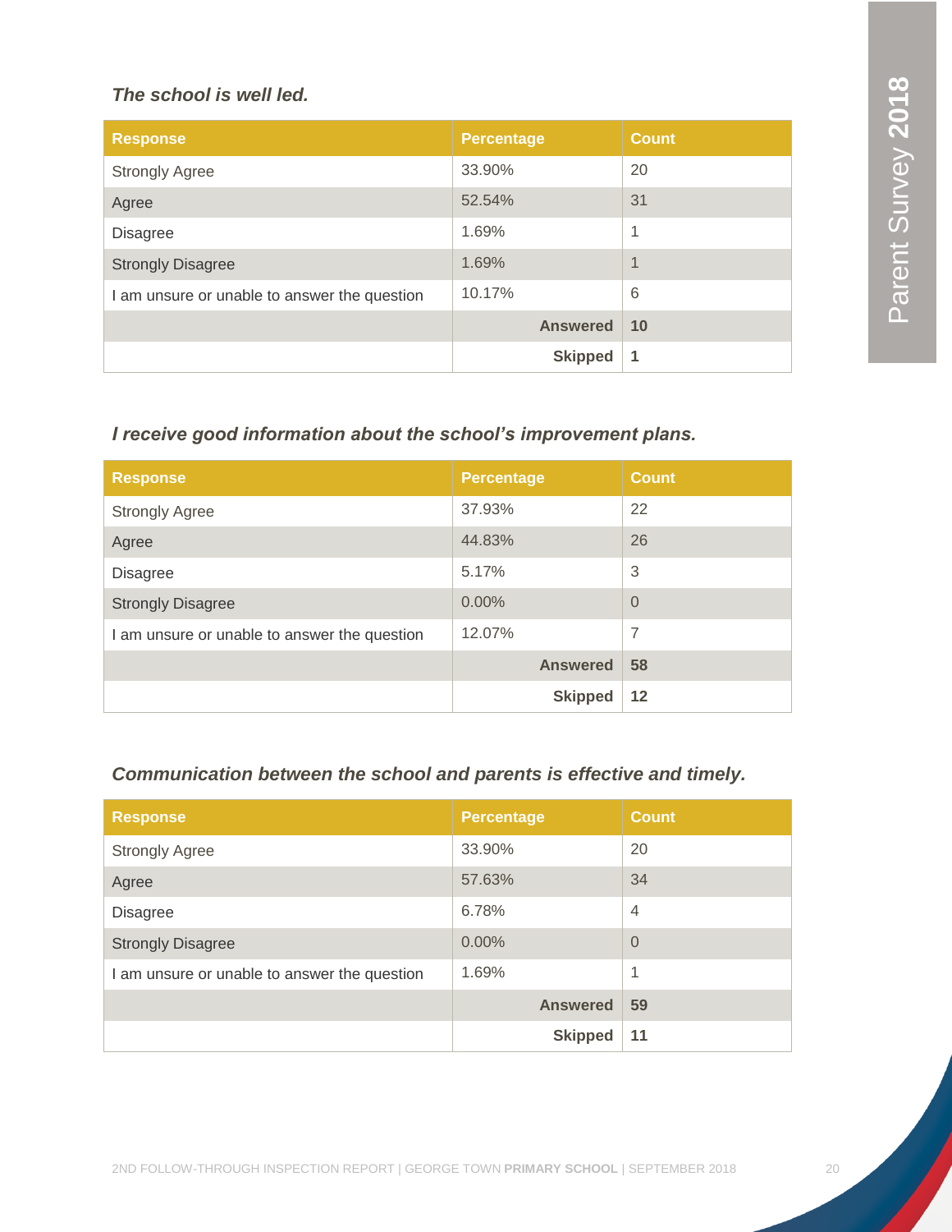*The school is well led.*

| Response | Percentage | Count |
| --- | --- | --- |
| Strongly Agree | 33.90% | 20 |
| Agree | 52.54% | 31 |
| Disagree | 1.69% | 1 |
| Strongly Disagree | 1.69% | 1 |
| I am unsure or unable to answer the question | 10.17% | 6 |
| | **Answered** | **10** |
| | **Skipped** | **1** |

*I receive good information about the school's improvement plans.*

| Response | Percentage | Count |
| --- | --- | --- |
| Strongly Agree | 37.93% | 22 |
| Agree | 44.83% | 26 |
| Disagree | 5.17% | 3 |
| Strongly Disagree | 0.00% | 0 |
| I am unsure or unable to answer the question | 12.07% | 7 |
| | **Answered** | **58** |
| | **Skipped** | **12** |

*Communication between the school and parents is effective and timely.*

| Response | Percentage | Count |
| --- | --- | --- |
| Strongly Agree | 33.90% | 20 |
| Agree | 57.63% | 34 |
| Disagree | 6.78% | 4 |
| Strongly Disagree | 0.00% | 0 |
| I am unsure or unable to answer the question | 1.69% | 1 |
| | **Answered** | **59** |
| | **Skipped** | **11** |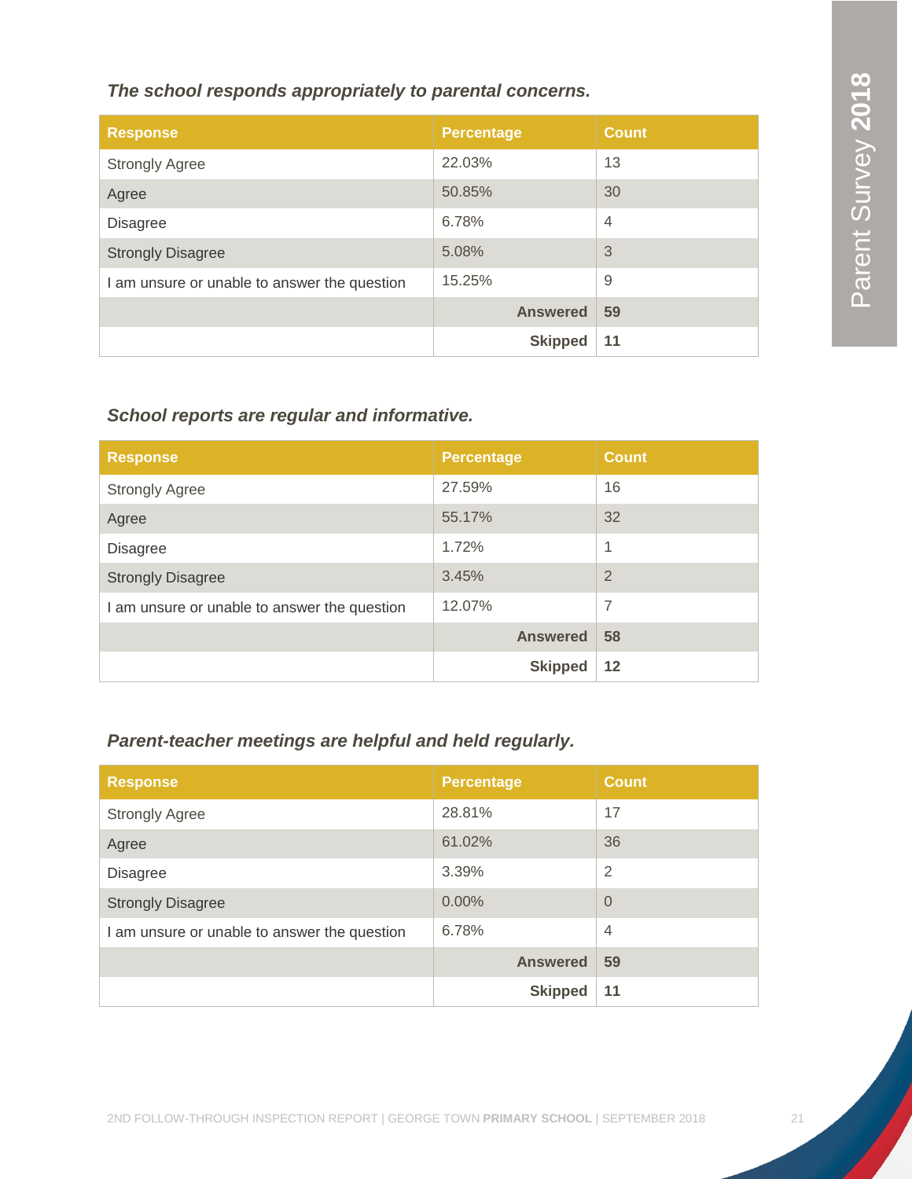*The school responds appropriately to parental concerns.*

| Response | Percentage | Count |
|---|---|---|
| Strongly Agree | 22.03% | 13 |
| Agree | 50.85% | 30 |
| Disagree | 6.78% | 4 |
| Strongly Disagree | 5.08% | 3 |
| I am unsure or unable to answer the question | 15.25% | 9 |
| | **Answered** | **59** |
| | **Skipped** | **11** |

*School reports are regular and informative.*

| Response | Percentage | Count |
|---|---|---|
| Strongly Agree | 27.59% | 16 |
| Agree | 55.17% | 32 |
| Disagree | 1.72% | 1 |
| Strongly Disagree | 3.45% | 2 |
| I am unsure or unable to answer the question | 12.07% | 7 |
| | **Answered** | **58** |
| | **Skipped** | **12** |

*Parent-teacher meetings are helpful and held regularly.*

| Response | Percentage | Count |
|---|---|---|
| Strongly Agree | 28.81% | 17 |
| Agree | 61.02% | 36 |
| Disagree | 3.39% | 2 |
| Strongly Disagree | 0.00% | 0 |
| I am unsure or unable to answer the question | 6.78% | 4 |
| | **Answered** | **59** |
| | **Skipped** | **11** |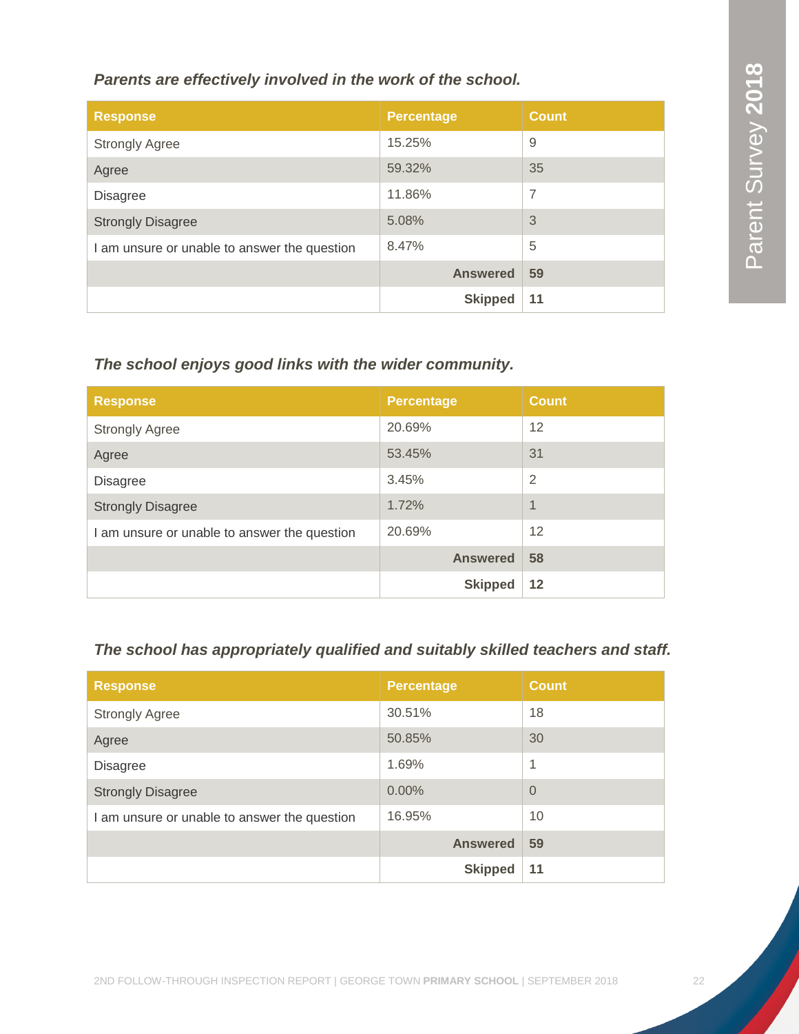*Parents are effectively involved in the work of the school.*

| Response | Percentage | Count |
|---|---|---|
| Strongly Agree | 15.25% | 9 |
| Agree | 59.32% | 35 |
| Disagree | 11.86% | 7 |
| Strongly Disagree | 5.08% | 3 |
| I am unsure or unable to answer the question | 8.47% | 5 |
| | **Answered** | **59** |
| | **Skipped** | **11** |

*The school enjoys good links with the wider community.*

| Response | Percentage | Count |
|---|---|---|
| Strongly Agree | 20.69% | 12 |
| Agree | 53.45% | 31 |
| Disagree | 3.45% | 2 |
| Strongly Disagree | 1.72% | 1 |
| I am unsure or unable to answer the question | 20.69% | 12 |
| | **Answered** | **58** |
| | **Skipped** | **12** |

*The school has appropriately qualified and suitably skilled teachers and staff.*

| Response | Percentage | Count |
|---|---|---|
| Strongly Agree | 30.51% | 18 |
| Agree | 50.85% | 30 |
| Disagree | 1.69% | 1 |
| Strongly Disagree | 0.00% | 0 |
| I am unsure or unable to answer the question | 16.95% | 10 |
| | **Answered** | **59** |
| | **Skipped** | **11** |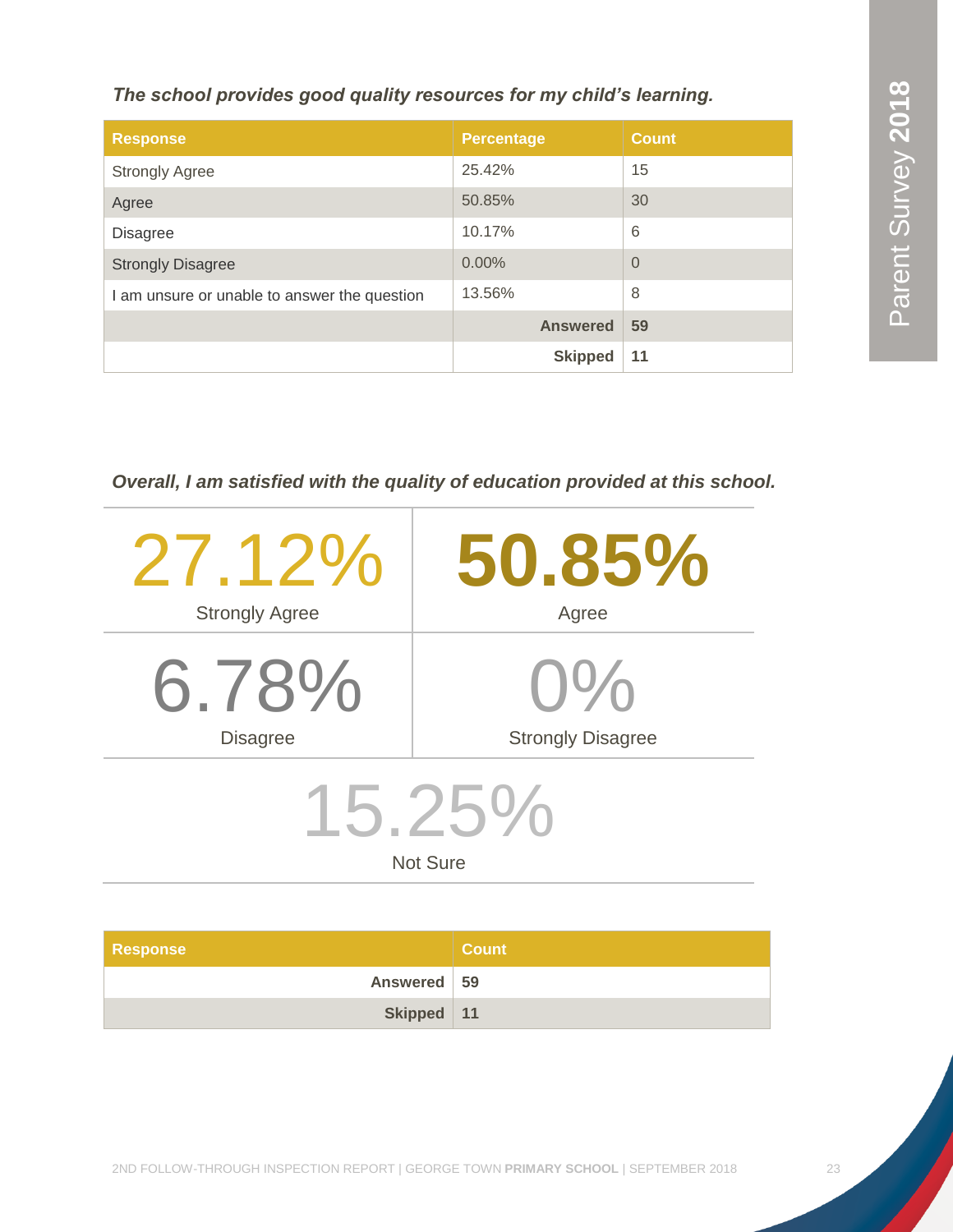*The school provides good quality resources for my child's learning.*

| Response | Percentage | Count |
|---|---|---|
| Strongly Agree | 25.42% | 15 |
| Agree | 50.85% | 30 |
| Disagree | 10.17% | 6 |
| Strongly Disagree | 0.00% | 0 |
| I am unsure or unable to answer the question | 13.56% | 8 |
| | **Answered** | **59** |
| | **Skipped** | **11** |

*Overall, I am satisfied with the quality of education provided at this school.*

| 27.12% | **50.85%** |
|---|---|
| Strongly Agree | Agree |
| 6.78% | 0% |
| Disagree | Strongly Disagree |

15.25%

Not Sure

| Response | Count |
|---|---|
| **Answered** | **59** |
| **Skipped** | **11** |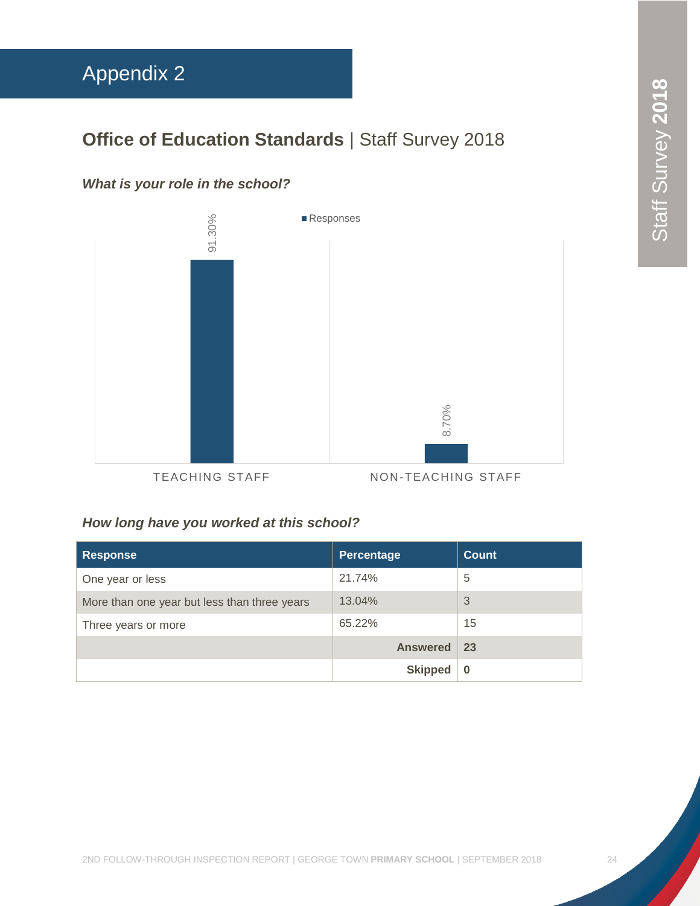# Appendix 2

## **Office of Education Standards** | Staff Survey 2018

### *What is your role in the school?*

| Role | Responses |
|---|---|
| TEACHING STAFF | 91.30% |
| NON-TEACHING STAFF | 8.70% |

### *How long have you worked at this school?*

| Response | Percentage | Count |
|---|---|---|
| One year or less | 21.74% | 5 |
| More than one year but less than three years | 13.04% | 3 |
| Three years or more | 65.22% | 15 |
| | **Answered** | **23** |
| | **Skipped** | **0** |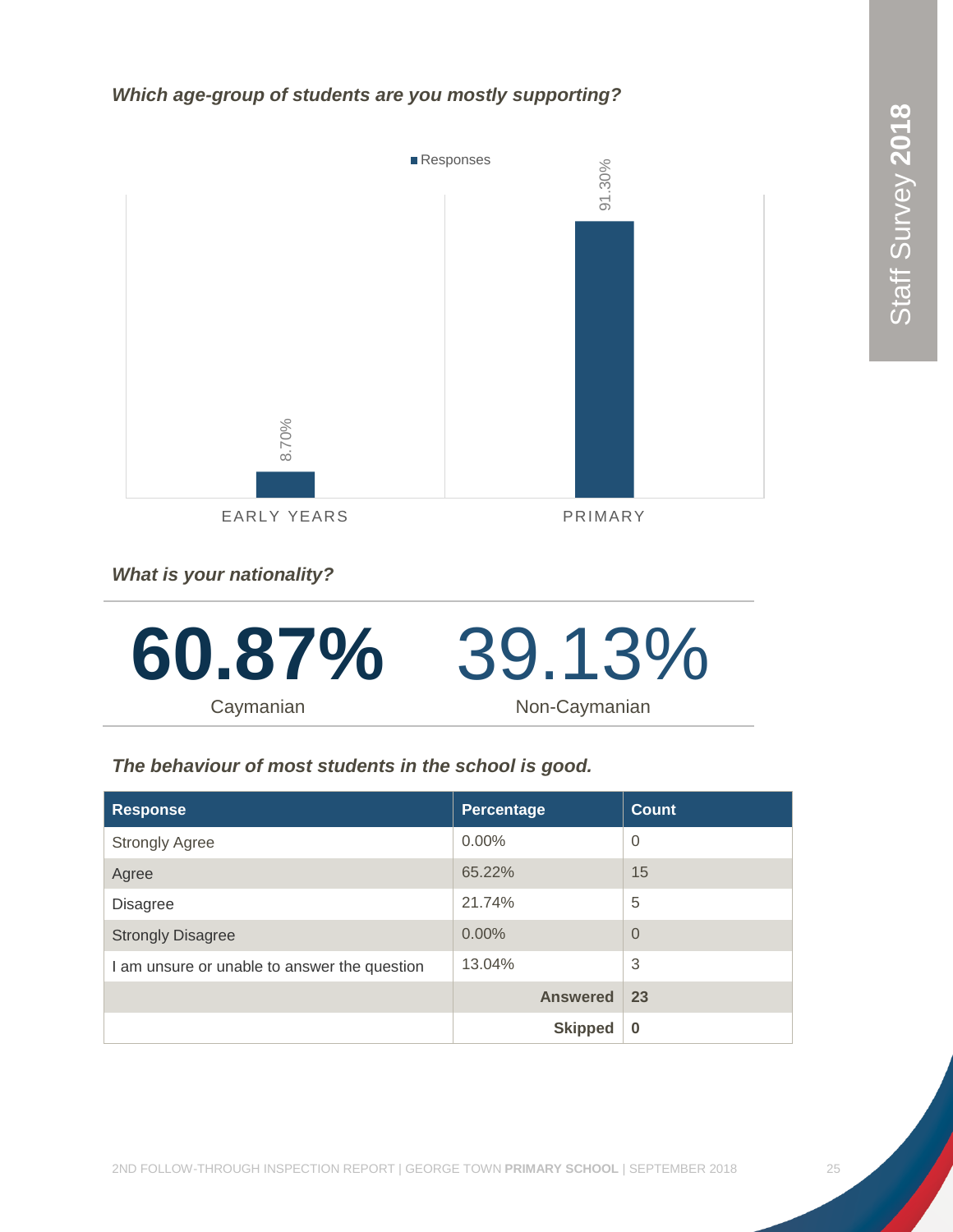*Which age-group of students are you mostly supporting?*

Responses

| | Responses |
|---|---|
| EARLY YEARS | 8.70% |
| PRIMARY | 91.30% |

*What is your nationality?*

| **60.87%** | 39.13% |
|---|---|
| Caymanian | Non-Caymanian |

*The behaviour of most students in the school is good.*

| Response | Percentage | Count |
|---|---|---|
| Strongly Agree | 0.00% | 0 |
| Agree | 65.22% | 15 |
| Disagree | 21.74% | 5 |
| Strongly Disagree | 0.00% | 0 |
| I am unsure or unable to answer the question | 13.04% | 3 |
| | **Answered** | **23** |
| | **Skipped** | **0** |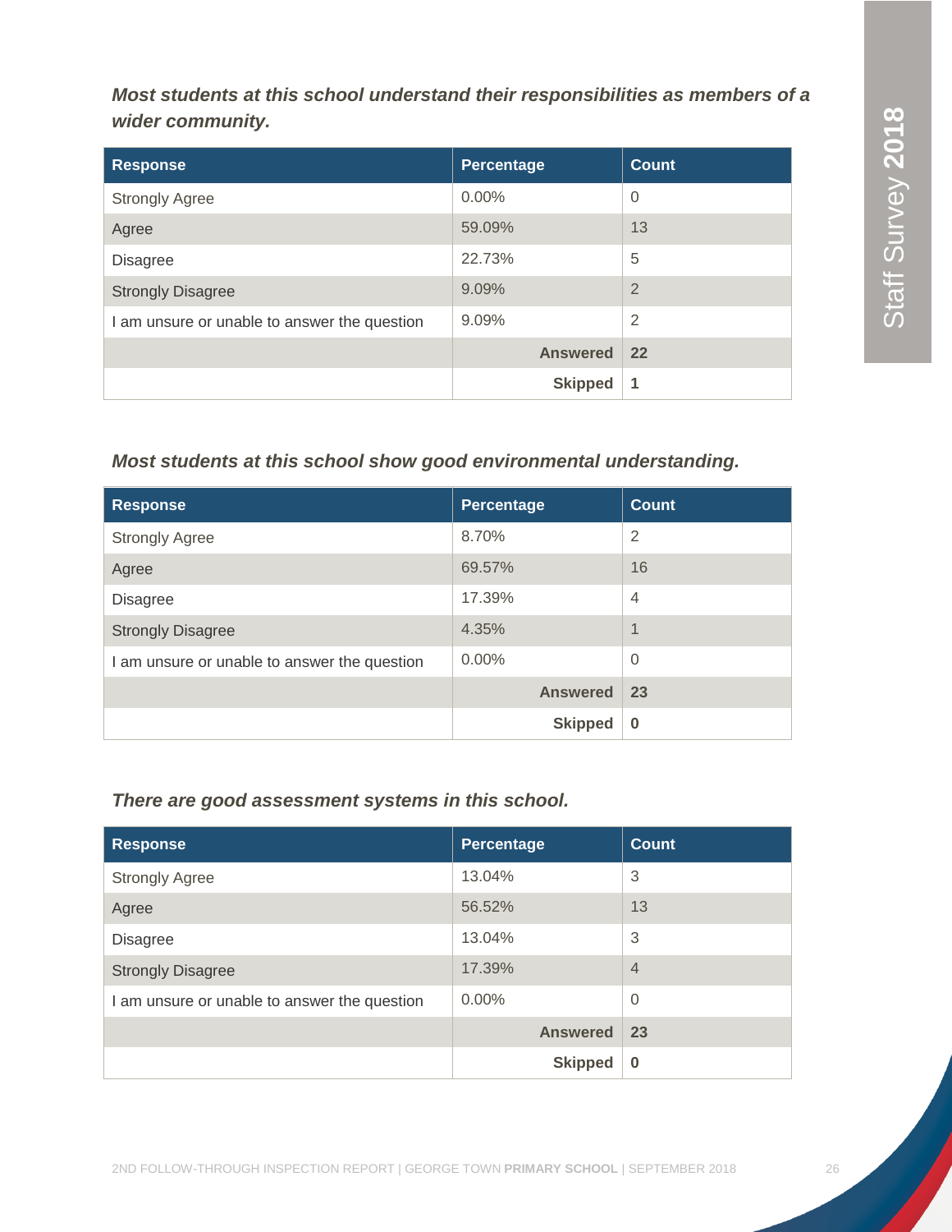***Most students at this school understand their responsibilities as members of a wider community.***

| Response | Percentage | Count |
|---|---|---|
| Strongly Agree | 0.00% | 0 |
| Agree | 59.09% | 13 |
| Disagree | 22.73% | 5 |
| Strongly Disagree | 9.09% | 2 |
| I am unsure or unable to answer the question | 9.09% | 2 |
| | **Answered** | **22** |
| | **Skipped** | **1** |

***Most students at this school show good environmental understanding.***

| Response | Percentage | Count |
|---|---|---|
| Strongly Agree | 8.70% | 2 |
| Agree | 69.57% | 16 |
| Disagree | 17.39% | 4 |
| Strongly Disagree | 4.35% | 1 |
| I am unsure or unable to answer the question | 0.00% | 0 |
| | **Answered** | **23** |
| | **Skipped** | **0** |

***There are good assessment systems in this school.***

| Response | Percentage | Count |
|---|---|---|
| Strongly Agree | 13.04% | 3 |
| Agree | 56.52% | 13 |
| Disagree | 13.04% | 3 |
| Strongly Disagree | 17.39% | 4 |
| I am unsure or unable to answer the question | 0.00% | 0 |
| | **Answered** | **23** |
| | **Skipped** | **0** |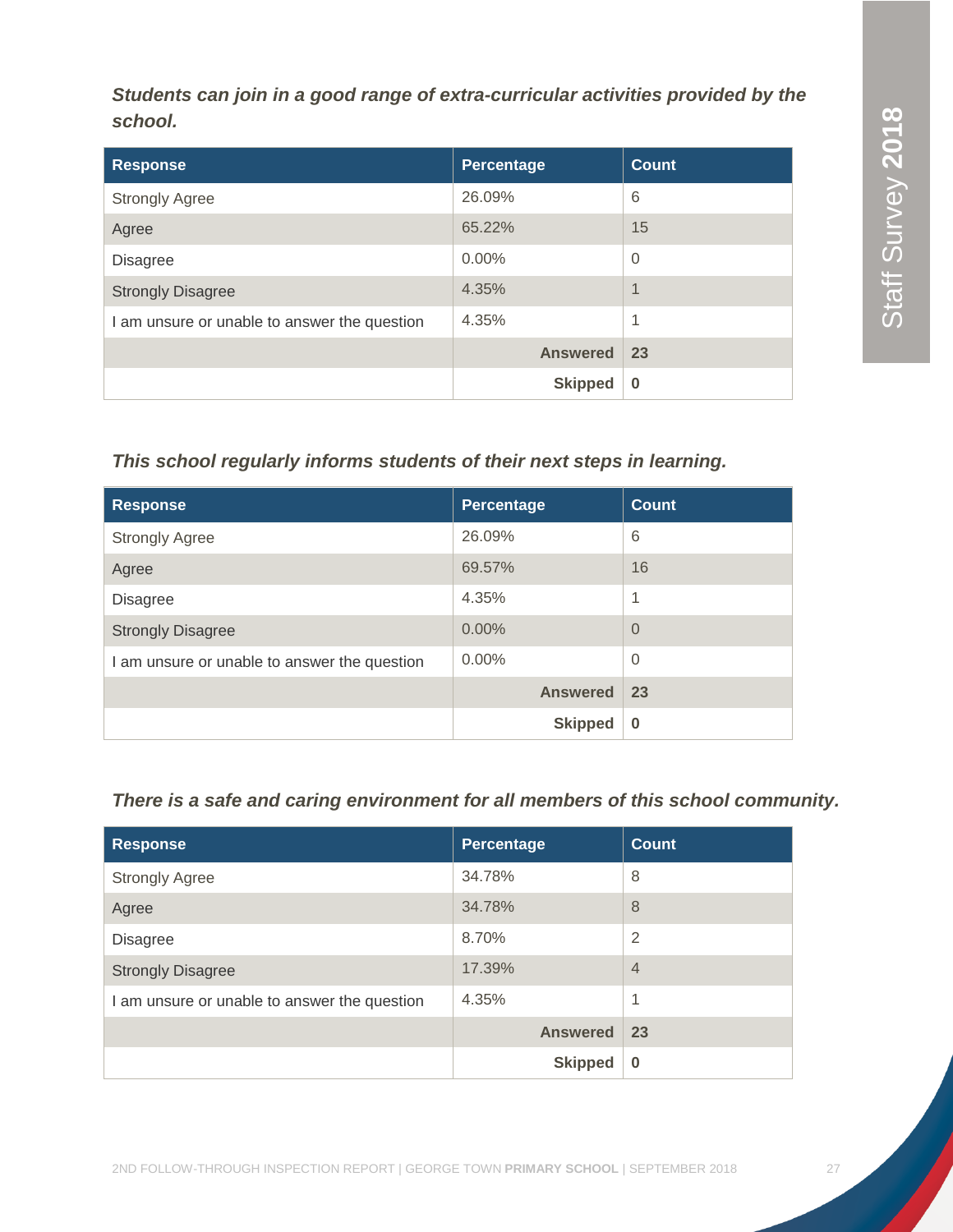*Students can join in a good range of extra-curricular activities provided by the school.*

| Response | Percentage | Count |
|---|---|---|
| Strongly Agree | 26.09% | 6 |
| Agree | 65.22% | 15 |
| Disagree | 0.00% | 0 |
| Strongly Disagree | 4.35% | 1 |
| I am unsure or unable to answer the question | 4.35% | 1 |
| | **Answered** | **23** |
| | **Skipped** | **0** |

*This school regularly informs students of their next steps in learning.*

| Response | Percentage | Count |
|---|---|---|
| Strongly Agree | 26.09% | 6 |
| Agree | 69.57% | 16 |
| Disagree | 4.35% | 1 |
| Strongly Disagree | 0.00% | 0 |
| I am unsure or unable to answer the question | 0.00% | 0 |
| | **Answered** | **23** |
| | **Skipped** | **0** |

*There is a safe and caring environment for all members of this school community.*

| Response | Percentage | Count |
|---|---|---|
| Strongly Agree | 34.78% | 8 |
| Agree | 34.78% | 8 |
| Disagree | 8.70% | 2 |
| Strongly Disagree | 17.39% | 4 |
| I am unsure or unable to answer the question | 4.35% | 1 |
| | **Answered** | **23** |
| | **Skipped** | **0** |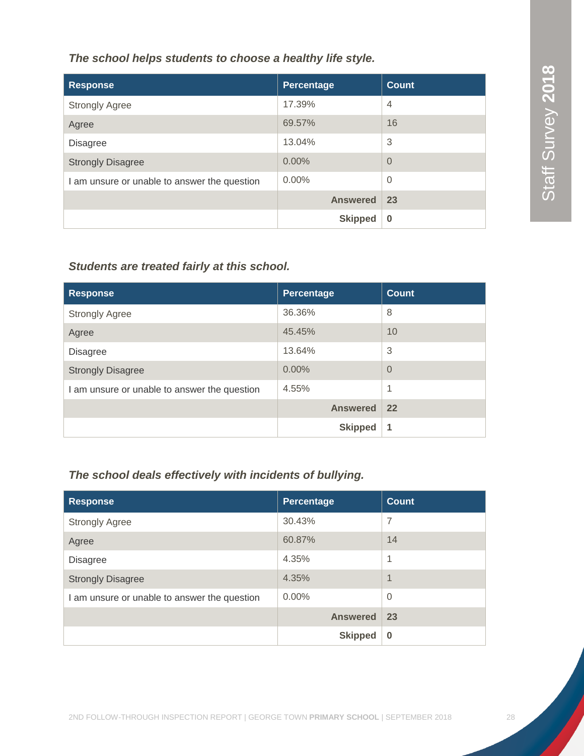***The school helps students to choose a healthy life style.***

| Response | Percentage | Count |
|---|---|---|
| Strongly Agree | 17.39% | 4 |
| Agree | 69.57% | 16 |
| Disagree | 13.04% | 3 |
| Strongly Disagree | 0.00% | 0 |
| I am unsure or unable to answer the question | 0.00% | 0 |
| | **Answered** | **23** |
| | **Skipped** | **0** |

***Students are treated fairly at this school.***

| Response | Percentage | Count |
|---|---|---|
| Strongly Agree | 36.36% | 8 |
| Agree | 45.45% | 10 |
| Disagree | 13.64% | 3 |
| Strongly Disagree | 0.00% | 0 |
| I am unsure or unable to answer the question | 4.55% | 1 |
| | **Answered** | **22** |
| | **Skipped** | **1** |

***The school deals effectively with incidents of bullying.***

| Response | Percentage | Count |
|---|---|---|
| Strongly Agree | 30.43% | 7 |
| Agree | 60.87% | 14 |
| Disagree | 4.35% | 1 |
| Strongly Disagree | 4.35% | 1 |
| I am unsure or unable to answer the question | 0.00% | 0 |
| | **Answered** | **23** |
| | **Skipped** | **0** |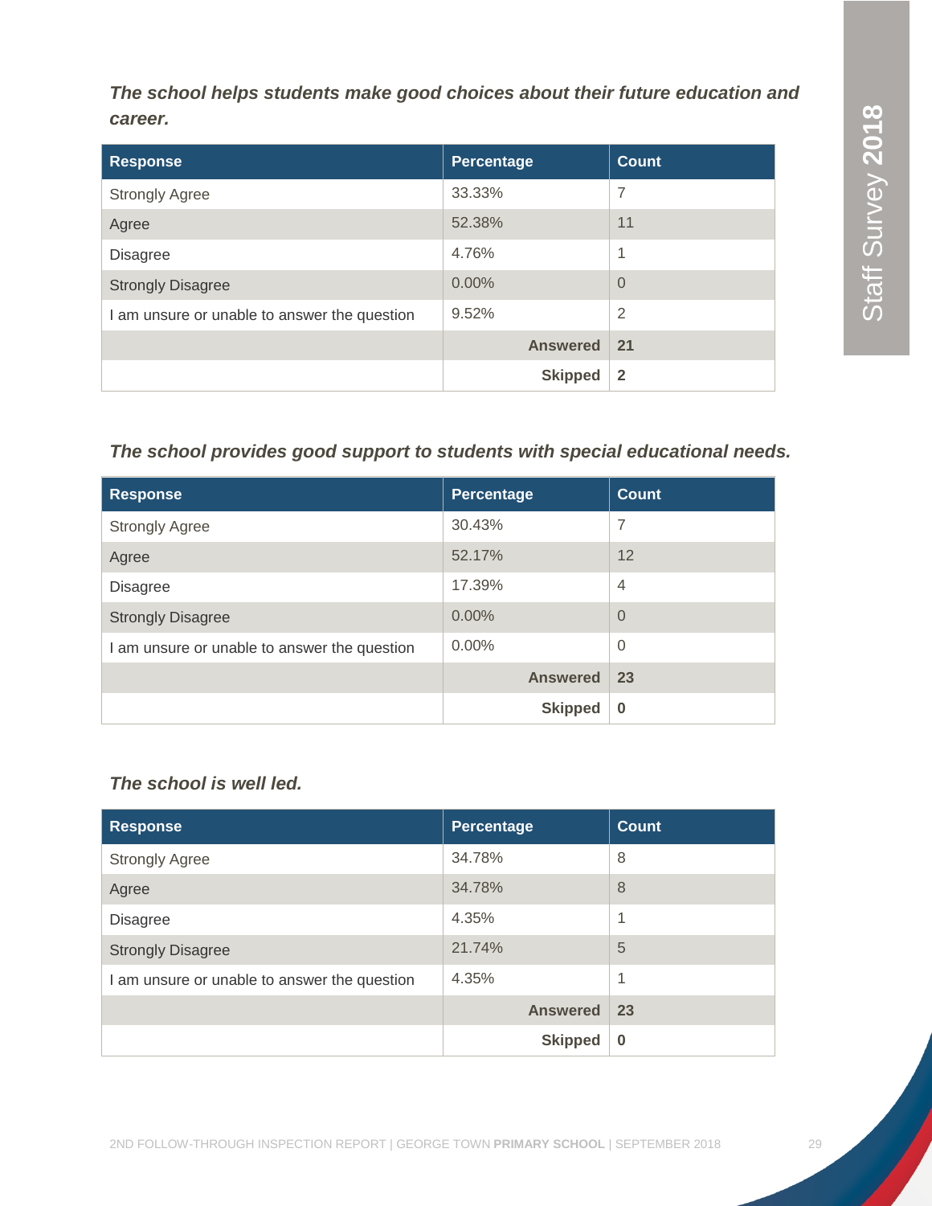***The school helps students make good choices about their future education and career.***

| Response | Percentage | Count |
|---|---|---|
| Strongly Agree | 33.33% | 7 |
| Agree | 52.38% | 11 |
| Disagree | 4.76% | 1 |
| Strongly Disagree | 0.00% | 0 |
| I am unsure or unable to answer the question | 9.52% | 2 |
| | **Answered** | **21** |
| | **Skipped** | **2** |

***The school provides good support to students with special educational needs.***

| Response | Percentage | Count |
|---|---|---|
| Strongly Agree | 30.43% | 7 |
| Agree | 52.17% | 12 |
| Disagree | 17.39% | 4 |
| Strongly Disagree | 0.00% | 0 |
| I am unsure or unable to answer the question | 0.00% | 0 |
| | **Answered** | **23** |
| | **Skipped** | **0** |

***The school is well led.***

| Response | Percentage | Count |
|---|---|---|
| Strongly Agree | 34.78% | 8 |
| Agree | 34.78% | 8 |
| Disagree | 4.35% | 1 |
| Strongly Disagree | 21.74% | 5 |
| I am unsure or unable to answer the question | 4.35% | 1 |
| | **Answered** | **23** |
| | **Skipped** | **0** |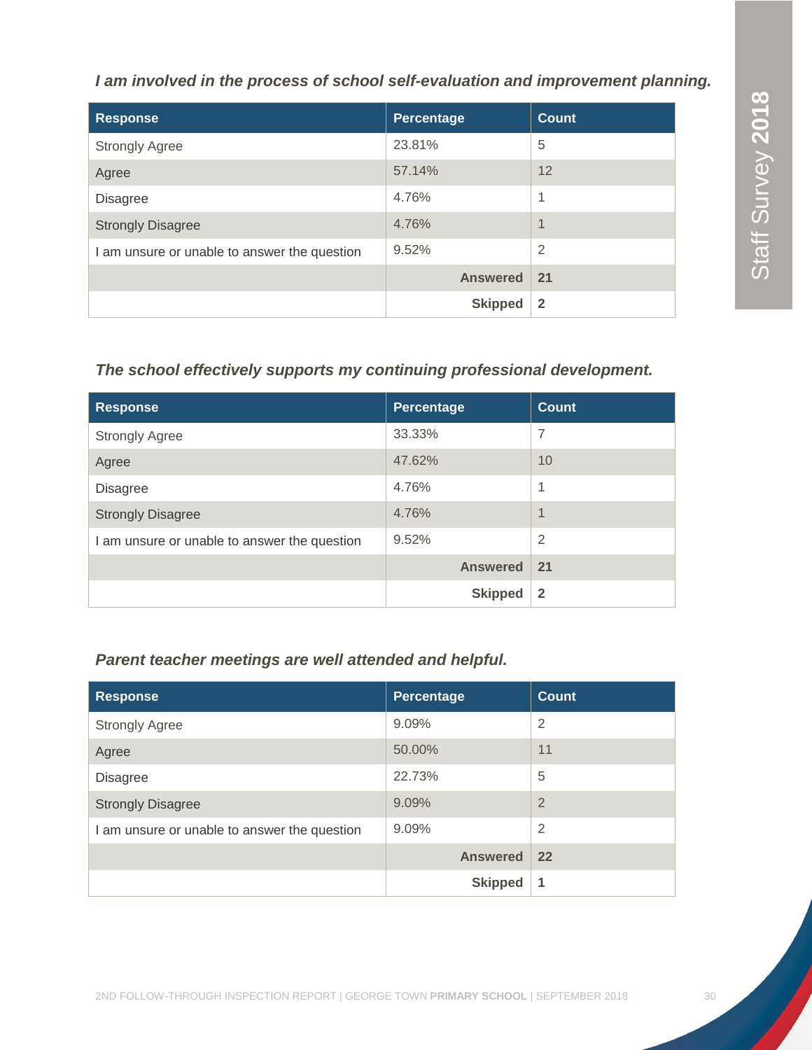*I am involved in the process of school self-evaluation and improvement planning.*

| Response | Percentage | Count |
|---|---|---|
| Strongly Agree | 23.81% | 5 |
| Agree | 57.14% | 12 |
| Disagree | 4.76% | 1 |
| Strongly Disagree | 4.76% | 1 |
| I am unsure or unable to answer the question | 9.52% | 2 |
| | **Answered** | **21** |
| | **Skipped** | **2** |

*The school effectively supports my continuing professional development.*

| Response | Percentage | Count |
|---|---|---|
| Strongly Agree | 33.33% | 7 |
| Agree | 47.62% | 10 |
| Disagree | 4.76% | 1 |
| Strongly Disagree | 4.76% | 1 |
| I am unsure or unable to answer the question | 9.52% | 2 |
| | **Answered** | **21** |
| | **Skipped** | **2** |

*Parent teacher meetings are well attended and helpful.*

| Response | Percentage | Count |
|---|---|---|
| Strongly Agree | 9.09% | 2 |
| Agree | 50.00% | 11 |
| Disagree | 22.73% | 5 |
| Strongly Disagree | 9.09% | 2 |
| I am unsure or unable to answer the question | 9.09% | 2 |
| | **Answered** | **22** |
| | **Skipped** | **1** |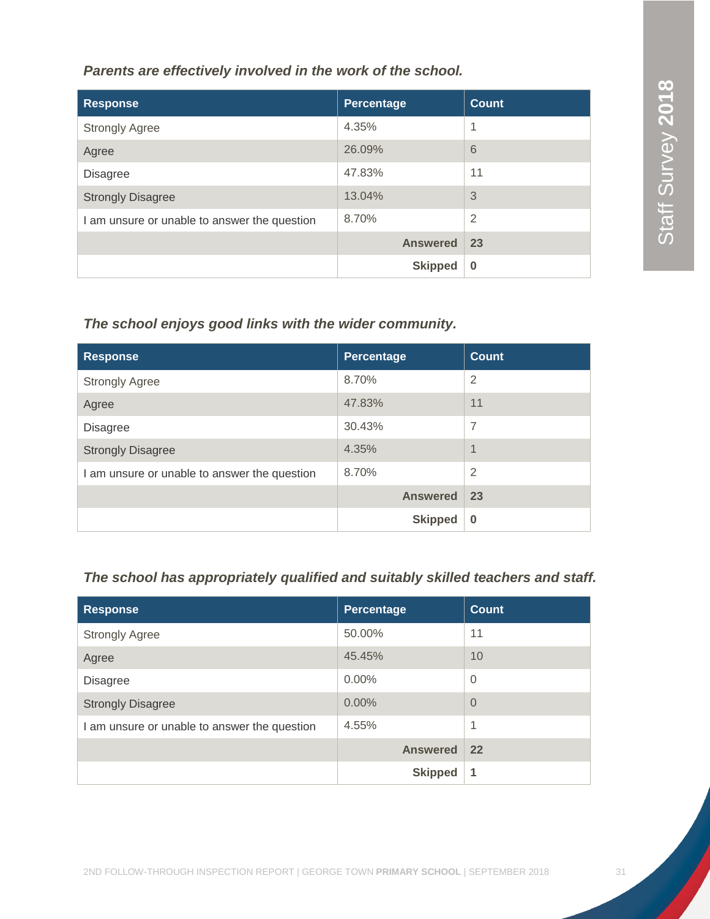*Parents are effectively involved in the work of the school.*

| Response | Percentage | Count |
|---|---|---|
| Strongly Agree | 4.35% | 1 |
| Agree | 26.09% | 6 |
| Disagree | 47.83% | 11 |
| Strongly Disagree | 13.04% | 3 |
| I am unsure or unable to answer the question | 8.70% | 2 |
| | **Answered** | **23** |
| | **Skipped** | **0** |

*The school enjoys good links with the wider community.*

| Response | Percentage | Count |
|---|---|---|
| Strongly Agree | 8.70% | 2 |
| Agree | 47.83% | 11 |
| Disagree | 30.43% | 7 |
| Strongly Disagree | 4.35% | 1 |
| I am unsure or unable to answer the question | 8.70% | 2 |
| | **Answered** | **23** |
| | **Skipped** | **0** |

*The school has appropriately qualified and suitably skilled teachers and staff.*

| Response | Percentage | Count |
|---|---|---|
| Strongly Agree | 50.00% | 11 |
| Agree | 45.45% | 10 |
| Disagree | 0.00% | 0 |
| Strongly Disagree | 0.00% | 0 |
| I am unsure or unable to answer the question | 4.55% | 1 |
| | **Answered** | **22** |
| | **Skipped** | **1** |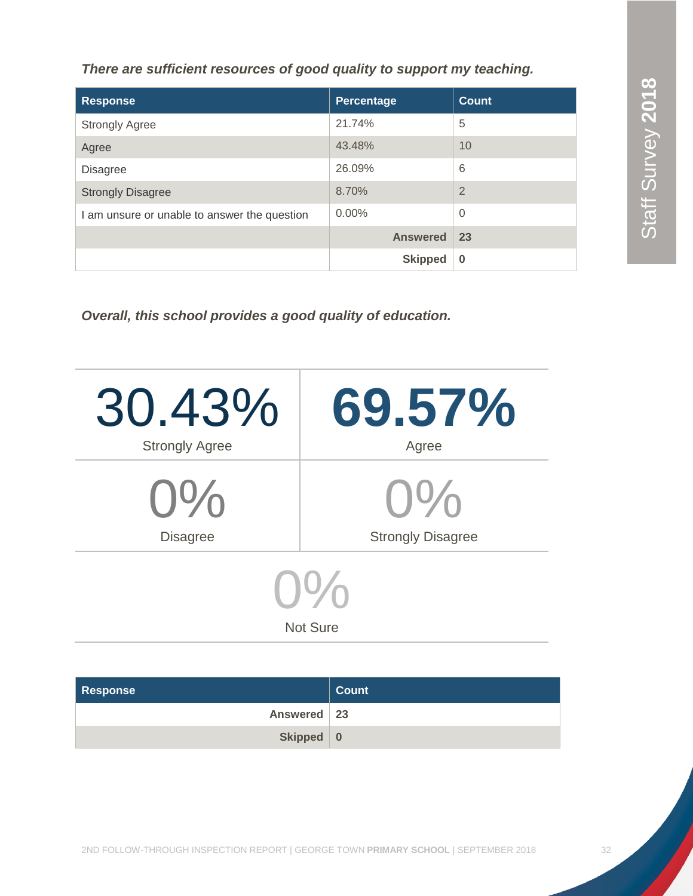*There are sufficient resources of good quality to support my teaching.*

| Response | Percentage | Count |
|---|---|---|
| Strongly Agree | 21.74% | 5 |
| Agree | 43.48% | 10 |
| Disagree | 26.09% | 6 |
| Strongly Disagree | 8.70% | 2 |
| I am unsure or unable to answer the question | 0.00% | 0 |
| | **Answered** | **23** |
| | **Skipped** | **0** |

*Overall, this school provides a good quality of education.*

| | |
|---|---|
| 30.43% Strongly Agree | **69.57%** Agree |
| 0% Disagree | 0% Strongly Disagree |
| 0% Not Sure | |

| Response | Count |
|---|---|
| **Answered** | **23** |
| **Skipped** | **0** |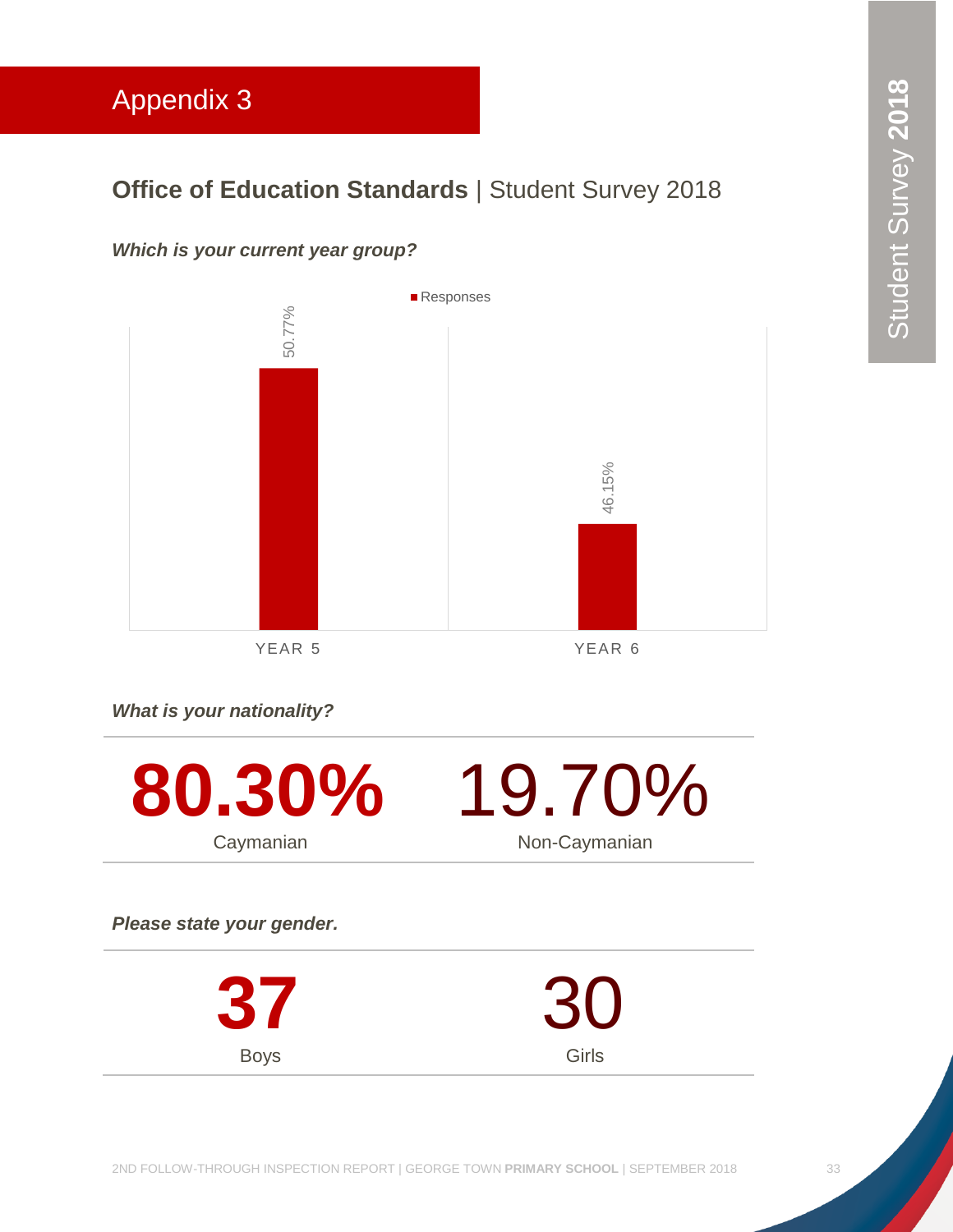# Appendix 3

## **Office of Education Standards** | Student Survey 2018

***Which is your current year group?***

| | Responses |
|---|---|
| YEAR 5 | 50.77% |
| YEAR 6 | 46.15% |

***What is your nationality?***

| **80.30%** | 19.70% |
|---|---|
| Caymanian | Non-Caymanian |

***Please state your gender.***

| **37** | 30 |
|---|---|
| Boys | Girls |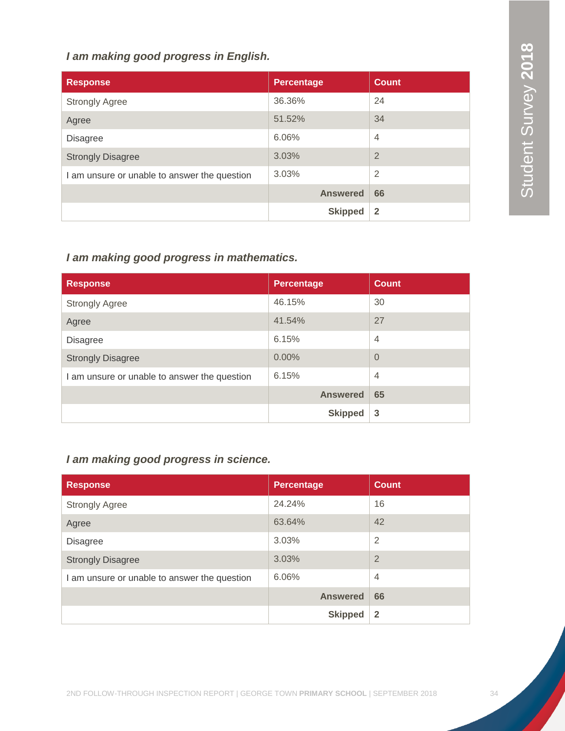*I am making good progress in English.*

| Response | Percentage | Count |
|---|---|---|
| Strongly Agree | 36.36% | 24 |
| Agree | 51.52% | 34 |
| Disagree | 6.06% | 4 |
| Strongly Disagree | 3.03% | 2 |
| I am unsure or unable to answer the question | 3.03% | 2 |
| | **Answered** | **66** |
| | **Skipped** | **2** |

*I am making good progress in mathematics.*

| Response | Percentage | Count |
|---|---|---|
| Strongly Agree | 46.15% | 30 |
| Agree | 41.54% | 27 |
| Disagree | 6.15% | 4 |
| Strongly Disagree | 0.00% | 0 |
| I am unsure or unable to answer the question | 6.15% | 4 |
| | **Answered** | **65** |
| | **Skipped** | **3** |

*I am making good progress in science.*

| Response | Percentage | Count |
|---|---|---|
| Strongly Agree | 24.24% | 16 |
| Agree | 63.64% | 42 |
| Disagree | 3.03% | 2 |
| Strongly Disagree | 3.03% | 2 |
| I am unsure or unable to answer the question | 6.06% | 4 |
| | **Answered** | **66** |
| | **Skipped** | **2** |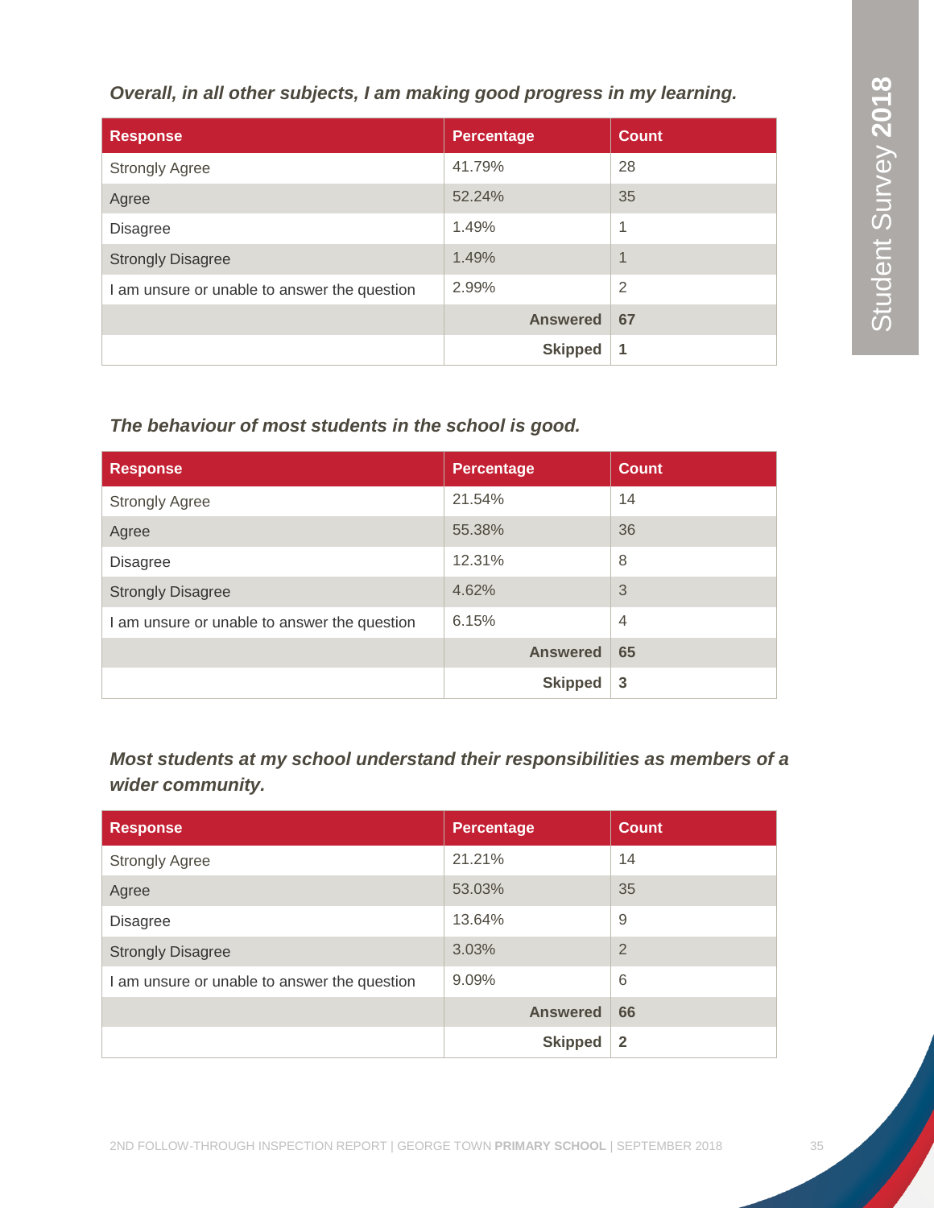*Overall, in all other subjects, I am making good progress in my learning.*

| Response | Percentage | Count |
|---|---|---|
| Strongly Agree | 41.79% | 28 |
| Agree | 52.24% | 35 |
| Disagree | 1.49% | 1 |
| Strongly Disagree | 1.49% | 1 |
| I am unsure or unable to answer the question | 2.99% | 2 |
| | **Answered** | **67** |
| | **Skipped** | **1** |

*The behaviour of most students in the school is good.*

| Response | Percentage | Count |
|---|---|---|
| Strongly Agree | 21.54% | 14 |
| Agree | 55.38% | 36 |
| Disagree | 12.31% | 8 |
| Strongly Disagree | 4.62% | 3 |
| I am unsure or unable to answer the question | 6.15% | 4 |
| | **Answered** | **65** |
| | **Skipped** | **3** |

*Most students at my school understand their responsibilities as members of a wider community.*

| Response | Percentage | Count |
|---|---|---|
| Strongly Agree | 21.21% | 14 |
| Agree | 53.03% | 35 |
| Disagree | 13.64% | 9 |
| Strongly Disagree | 3.03% | 2 |
| I am unsure or unable to answer the question | 9.09% | 6 |
| | **Answered** | **66** |
| | **Skipped** | **2** |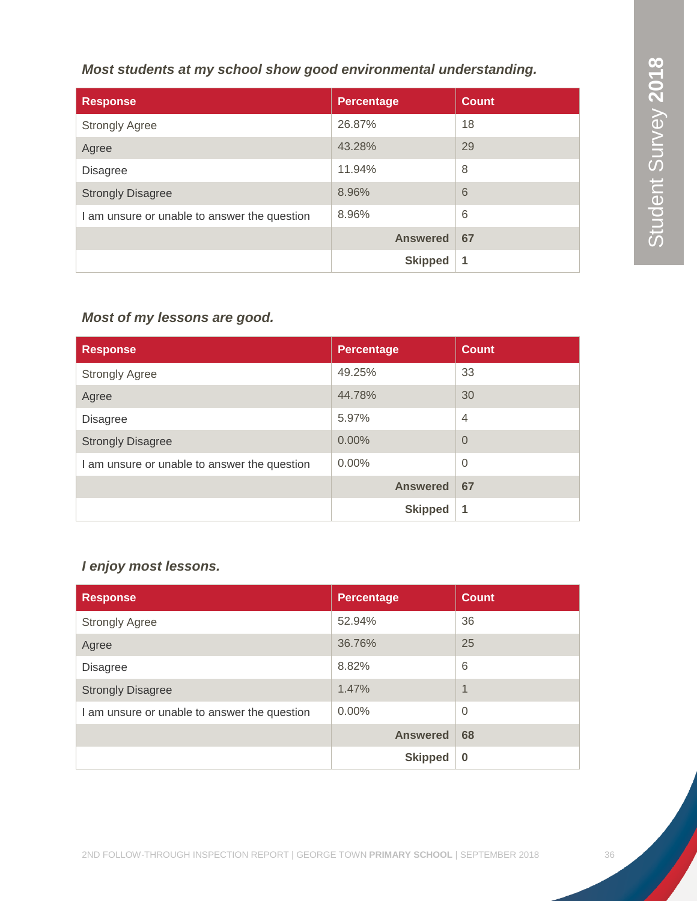***Most students at my school show good environmental understanding.***

| Response | Percentage | Count |
|---|---|---|
| Strongly Agree | 26.87% | 18 |
| Agree | 43.28% | 29 |
| Disagree | 11.94% | 8 |
| Strongly Disagree | 8.96% | 6 |
| I am unsure or unable to answer the question | 8.96% | 6 |
| | **Answered** | **67** |
| | **Skipped** | **1** |

***Most of my lessons are good.***

| Response | Percentage | Count |
|---|---|---|
| Strongly Agree | 49.25% | 33 |
| Agree | 44.78% | 30 |
| Disagree | 5.97% | 4 |
| Strongly Disagree | 0.00% | 0 |
| I am unsure or unable to answer the question | 0.00% | 0 |
| | **Answered** | **67** |
| | **Skipped** | **1** |

***I enjoy most lessons.***

| Response | Percentage | Count |
|---|---|---|
| Strongly Agree | 52.94% | 36 |
| Agree | 36.76% | 25 |
| Disagree | 8.82% | 6 |
| Strongly Disagree | 1.47% | 1 |
| I am unsure or unable to answer the question | 0.00% | 0 |
| | **Answered** | **68** |
| | **Skipped** | **0** |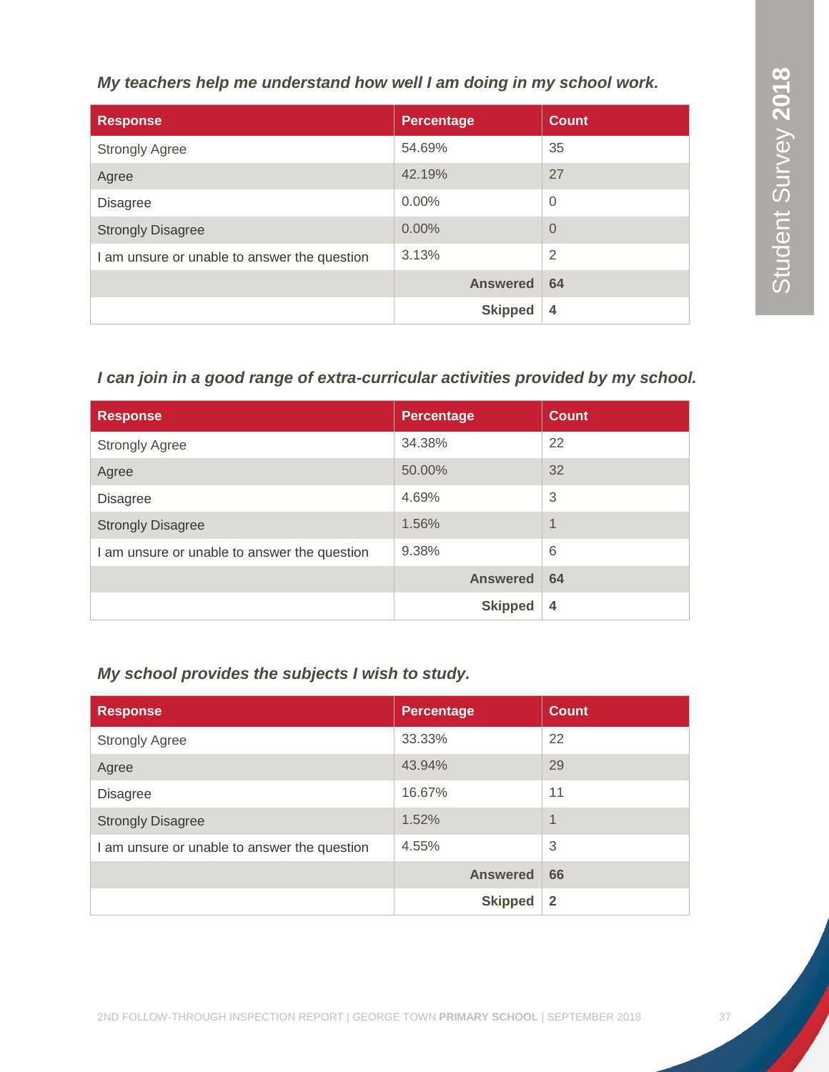*My teachers help me understand how well I am doing in my school work.*

| Response | Percentage | Count |
|---|---|---|
| Strongly Agree | 54.69% | 35 |
| Agree | 42.19% | 27 |
| Disagree | 0.00% | 0 |
| Strongly Disagree | 0.00% | 0 |
| I am unsure or unable to answer the question | 3.13% | 2 |
| | **Answered** | **64** |
| | **Skipped** | **4** |

*I can join in a good range of extra-curricular activities provided by my school.*

| Response | Percentage | Count |
|---|---|---|
| Strongly Agree | 34.38% | 22 |
| Agree | 50.00% | 32 |
| Disagree | 4.69% | 3 |
| Strongly Disagree | 1.56% | 1 |
| I am unsure or unable to answer the question | 9.38% | 6 |
| | **Answered** | **64** |
| | **Skipped** | **4** |

*My school provides the subjects I wish to study.*

| Response | Percentage | Count |
|---|---|---|
| Strongly Agree | 33.33% | 22 |
| Agree | 43.94% | 29 |
| Disagree | 16.67% | 11 |
| Strongly Disagree | 1.52% | 1 |
| I am unsure or unable to answer the question | 4.55% | 3 |
| | **Answered** | **66** |
| | **Skipped** | **2** |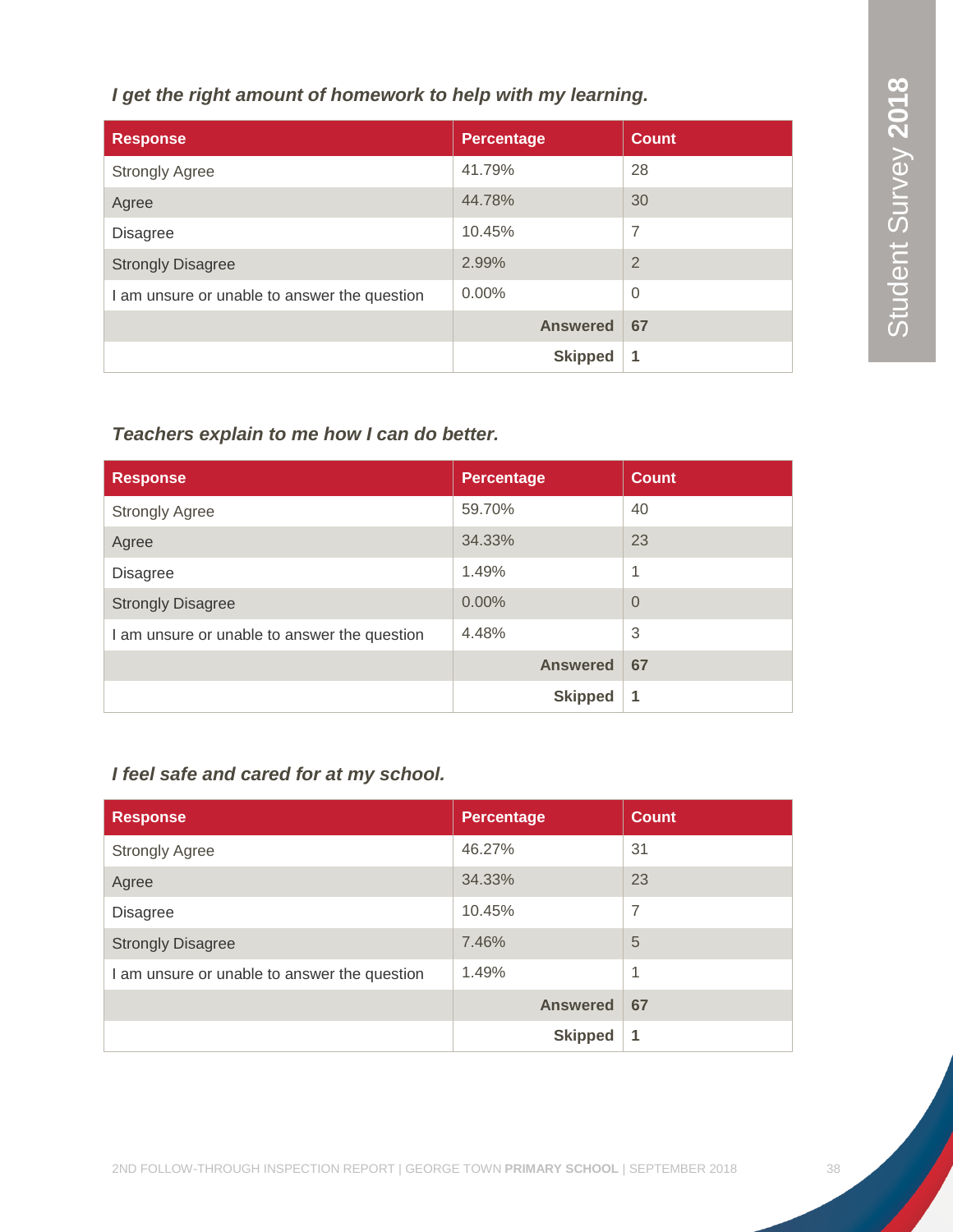*I get the right amount of homework to help with my learning.*

| Response | Percentage | Count |
|---|---|---|
| Strongly Agree | 41.79% | 28 |
| Agree | 44.78% | 30 |
| Disagree | 10.45% | 7 |
| Strongly Disagree | 2.99% | 2 |
| I am unsure or unable to answer the question | 0.00% | 0 |
| | **Answered** | **67** |
| | **Skipped** | **1** |

*Teachers explain to me how I can do better.*

| Response | Percentage | Count |
|---|---|---|
| Strongly Agree | 59.70% | 40 |
| Agree | 34.33% | 23 |
| Disagree | 1.49% | 1 |
| Strongly Disagree | 0.00% | 0 |
| I am unsure or unable to answer the question | 4.48% | 3 |
| | **Answered** | **67** |
| | **Skipped** | **1** |

*I feel safe and cared for at my school.*

| Response | Percentage | Count |
|---|---|---|
| Strongly Agree | 46.27% | 31 |
| Agree | 34.33% | 23 |
| Disagree | 10.45% | 7 |
| Strongly Disagree | 7.46% | 5 |
| I am unsure or unable to answer the question | 1.49% | 1 |
| | **Answered** | **67** |
| | **Skipped** | **1** |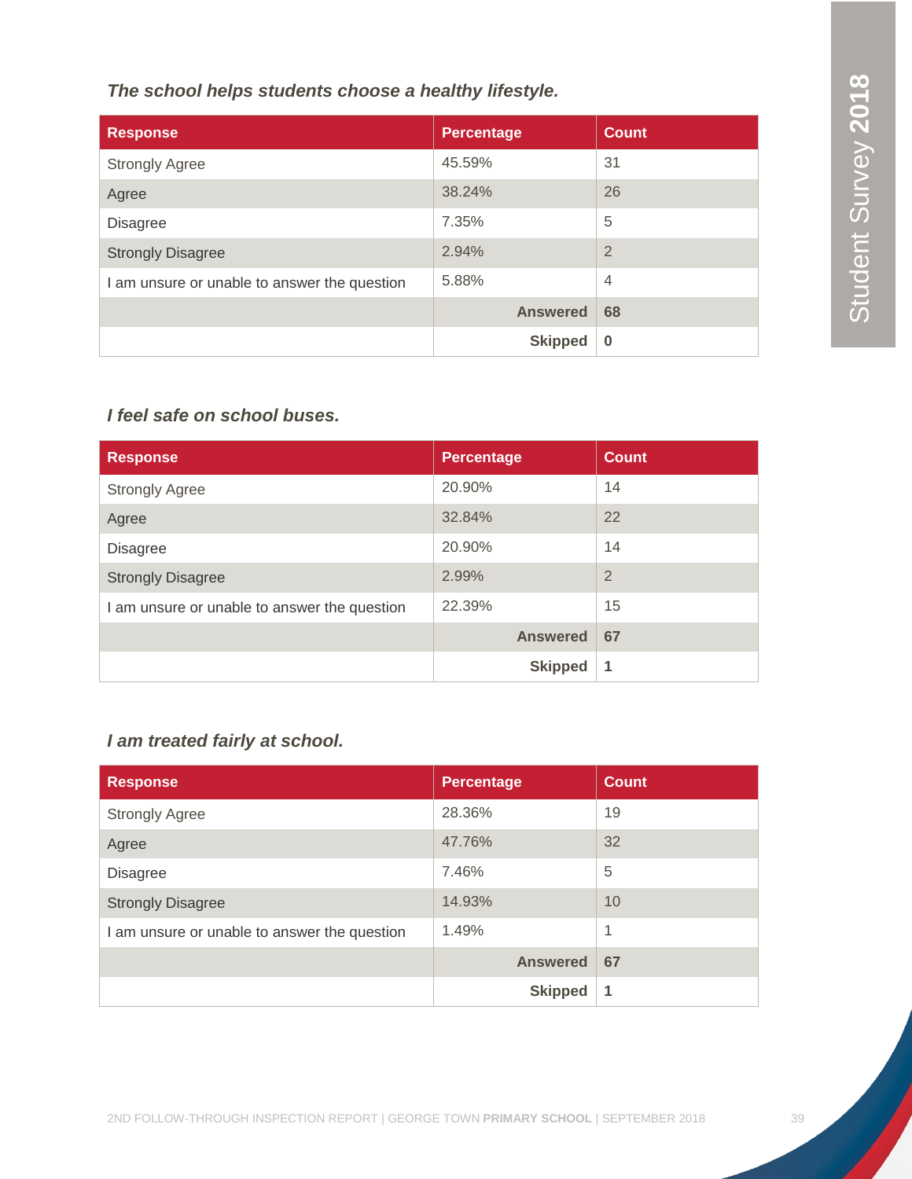*The school helps students choose a healthy lifestyle.*

| Response | Percentage | Count |
|---|---|---|
| Strongly Agree | 45.59% | 31 |
| Agree | 38.24% | 26 |
| Disagree | 7.35% | 5 |
| Strongly Disagree | 2.94% | 2 |
| I am unsure or unable to answer the question | 5.88% | 4 |
| | **Answered** | **68** |
| | **Skipped** | **0** |

*I feel safe on school buses.*

| Response | Percentage | Count |
|---|---|---|
| Strongly Agree | 20.90% | 14 |
| Agree | 32.84% | 22 |
| Disagree | 20.90% | 14 |
| Strongly Disagree | 2.99% | 2 |
| I am unsure or unable to answer the question | 22.39% | 15 |
| | **Answered** | **67** |
| | **Skipped** | **1** |

*I am treated fairly at school.*

| Response | Percentage | Count |
|---|---|---|
| Strongly Agree | 28.36% | 19 |
| Agree | 47.76% | 32 |
| Disagree | 7.46% | 5 |
| Strongly Disagree | 14.93% | 10 |
| I am unsure or unable to answer the question | 1.49% | 1 |
| | **Answered** | **67** |
| | **Skipped** | **1** |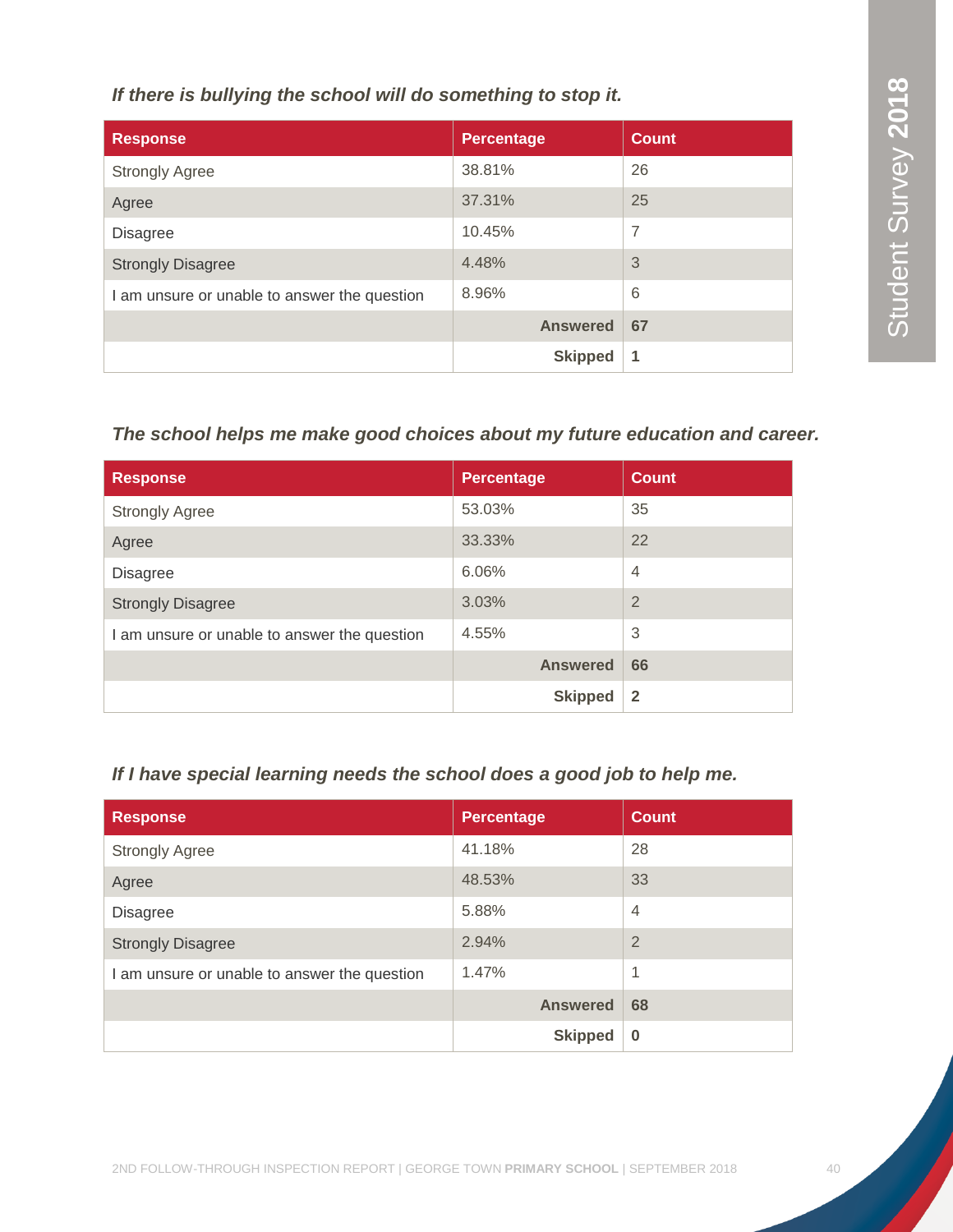*If there is bullying the school will do something to stop it.*

| Response | Percentage | Count |
|---|---|---|
| Strongly Agree | 38.81% | 26 |
| Agree | 37.31% | 25 |
| Disagree | 10.45% | 7 |
| Strongly Disagree | 4.48% | 3 |
| I am unsure or unable to answer the question | 8.96% | 6 |
| | **Answered** | **67** |
| | **Skipped** | **1** |

*The school helps me make good choices about my future education and career.*

| Response | Percentage | Count |
|---|---|---|
| Strongly Agree | 53.03% | 35 |
| Agree | 33.33% | 22 |
| Disagree | 6.06% | 4 |
| Strongly Disagree | 3.03% | 2 |
| I am unsure or unable to answer the question | 4.55% | 3 |
| | **Answered** | **66** |
| | **Skipped** | **2** |

*If I have special learning needs the school does a good job to help me.*

| Response | Percentage | Count |
|---|---|---|
| Strongly Agree | 41.18% | 28 |
| Agree | 48.53% | 33 |
| Disagree | 5.88% | 4 |
| Strongly Disagree | 2.94% | 2 |
| I am unsure or unable to answer the question | 1.47% | 1 |
| | **Answered** | **68** |
| | **Skipped** | **0** |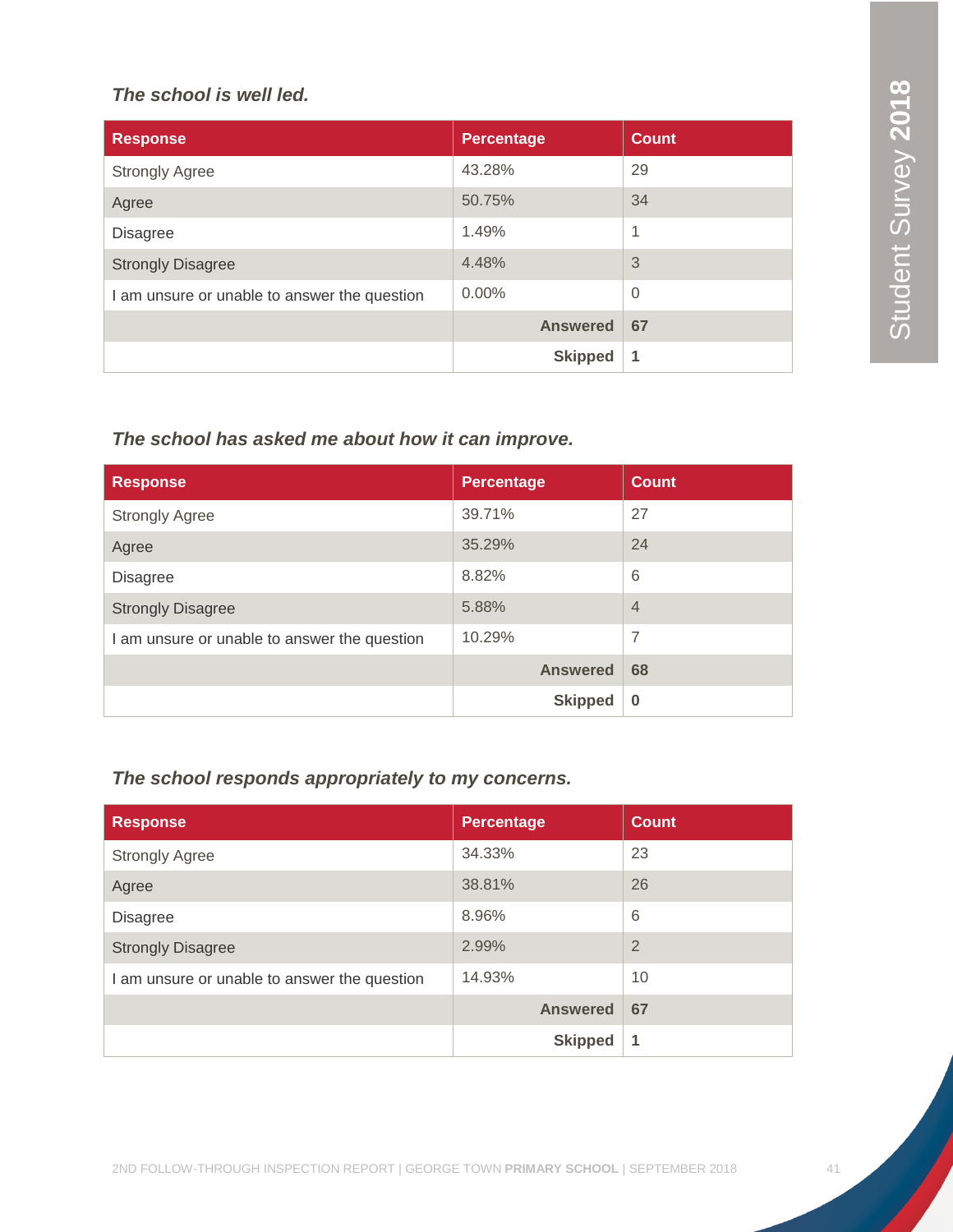*The school is well led.*

| Response | Percentage | Count |
|---|---|---|
| Strongly Agree | 43.28% | 29 |
| Agree | 50.75% | 34 |
| Disagree | 1.49% | 1 |
| Strongly Disagree | 4.48% | 3 |
| I am unsure or unable to answer the question | 0.00% | 0 |
| | **Answered** | **67** |
| | **Skipped** | **1** |

*The school has asked me about how it can improve.*

| Response | Percentage | Count |
|---|---|---|
| Strongly Agree | 39.71% | 27 |
| Agree | 35.29% | 24 |
| Disagree | 8.82% | 6 |
| Strongly Disagree | 5.88% | 4 |
| I am unsure or unable to answer the question | 10.29% | 7 |
| | **Answered** | **68** |
| | **Skipped** | **0** |

*The school responds appropriately to my concerns.*

| Response | Percentage | Count |
|---|---|---|
| Strongly Agree | 34.33% | 23 |
| Agree | 38.81% | 26 |
| Disagree | 8.96% | 6 |
| Strongly Disagree | 2.99% | 2 |
| I am unsure or unable to answer the question | 14.93% | 10 |
| | **Answered** | **67** |
| | **Skipped** | **1** |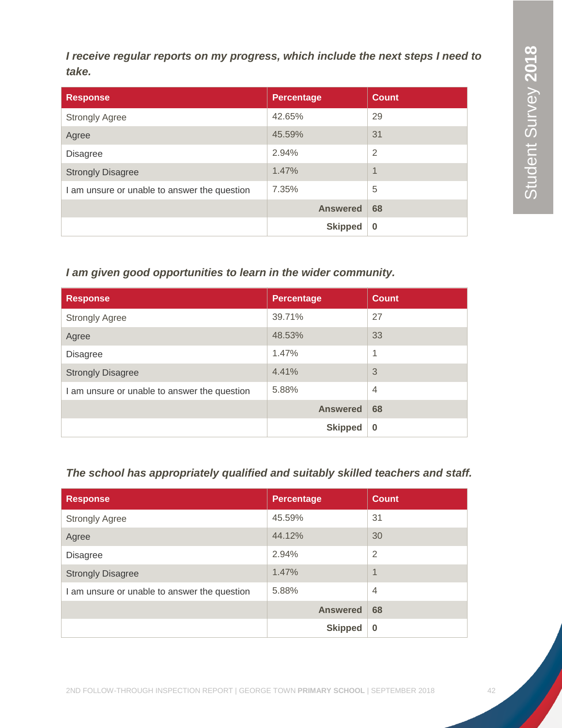***I receive regular reports on my progress, which include the next steps I need to take.***

| Response | Percentage | Count |
|---|---|---|
| Strongly Agree | 42.65% | 29 |
| Agree | 45.59% | 31 |
| Disagree | 2.94% | 2 |
| Strongly Disagree | 1.47% | 1 |
| I am unsure or unable to answer the question | 7.35% | 5 |
| | **Answered** | **68** |
| | **Skipped** | **0** |

***I am given good opportunities to learn in the wider community.***

| Response | Percentage | Count |
|---|---|---|
| Strongly Agree | 39.71% | 27 |
| Agree | 48.53% | 33 |
| Disagree | 1.47% | 1 |
| Strongly Disagree | 4.41% | 3 |
| I am unsure or unable to answer the question | 5.88% | 4 |
| | **Answered** | **68** |
| | **Skipped** | **0** |

***The school has appropriately qualified and suitably skilled teachers and staff.***

| Response | Percentage | Count |
|---|---|---|
| Strongly Agree | 45.59% | 31 |
| Agree | 44.12% | 30 |
| Disagree | 2.94% | 2 |
| Strongly Disagree | 1.47% | 1 |
| I am unsure or unable to answer the question | 5.88% | 4 |
| | **Answered** | **68** |
| | **Skipped** | **0** |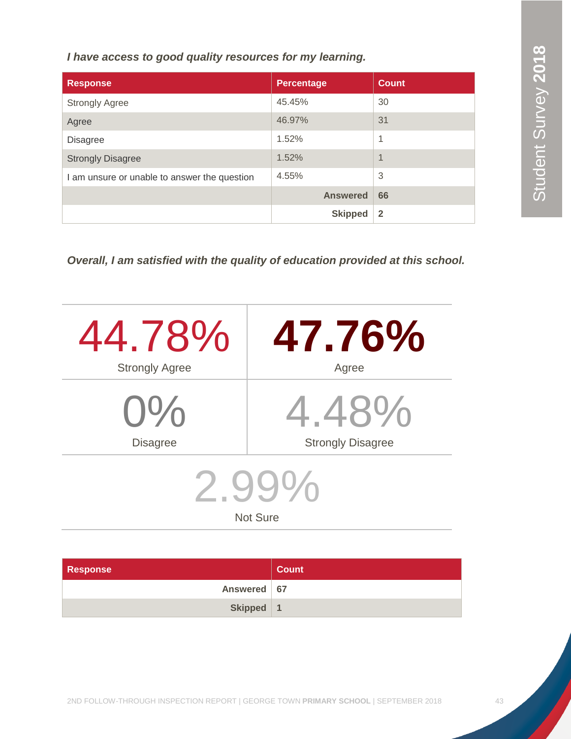*I have access to good quality resources for my learning.*

| Response | Percentage | Count |
|---|---|---|
| Strongly Agree | 45.45% | 30 |
| Agree | 46.97% | 31 |
| Disagree | 1.52% | 1 |
| Strongly Disagree | 1.52% | 1 |
| I am unsure or unable to answer the question | 4.55% | 3 |
| | **Answered** | **66** |
| | **Skipped** | **2** |

*Overall, I am satisfied with the quality of education provided at this school.*

| | |
|---|---|
| 44.78% Strongly Agree | **47.76%** Agree |
| 0% Disagree | 4.48% Strongly Disagree |
| 2.99% Not Sure | |

| Response | Count |
|---|---|
| **Answered** | **67** |
| **Skipped** | **1** |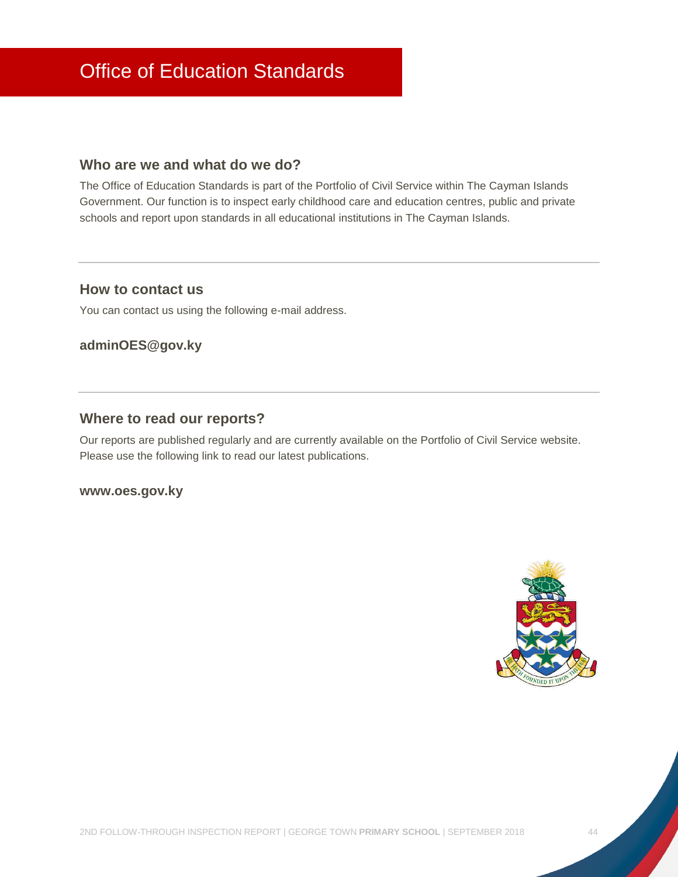# Office of Education Standards

## Who are we and what do we do?

The Office of Education Standards is part of the Portfolio of Civil Service within The Cayman Islands Government. Our function is to inspect early childhood care and education centres, public and private schools and report upon standards in all educational institutions in The Cayman Islands.

---

## How to contact us

You can contact us using the following e-mail address.

**adminOES@gov.ky**

---

## Where to read our reports?

Our reports are published regularly and are currently available on the Portfolio of Civil Service website. Please use the following link to read our latest publications.

**www.oes.gov.ky**